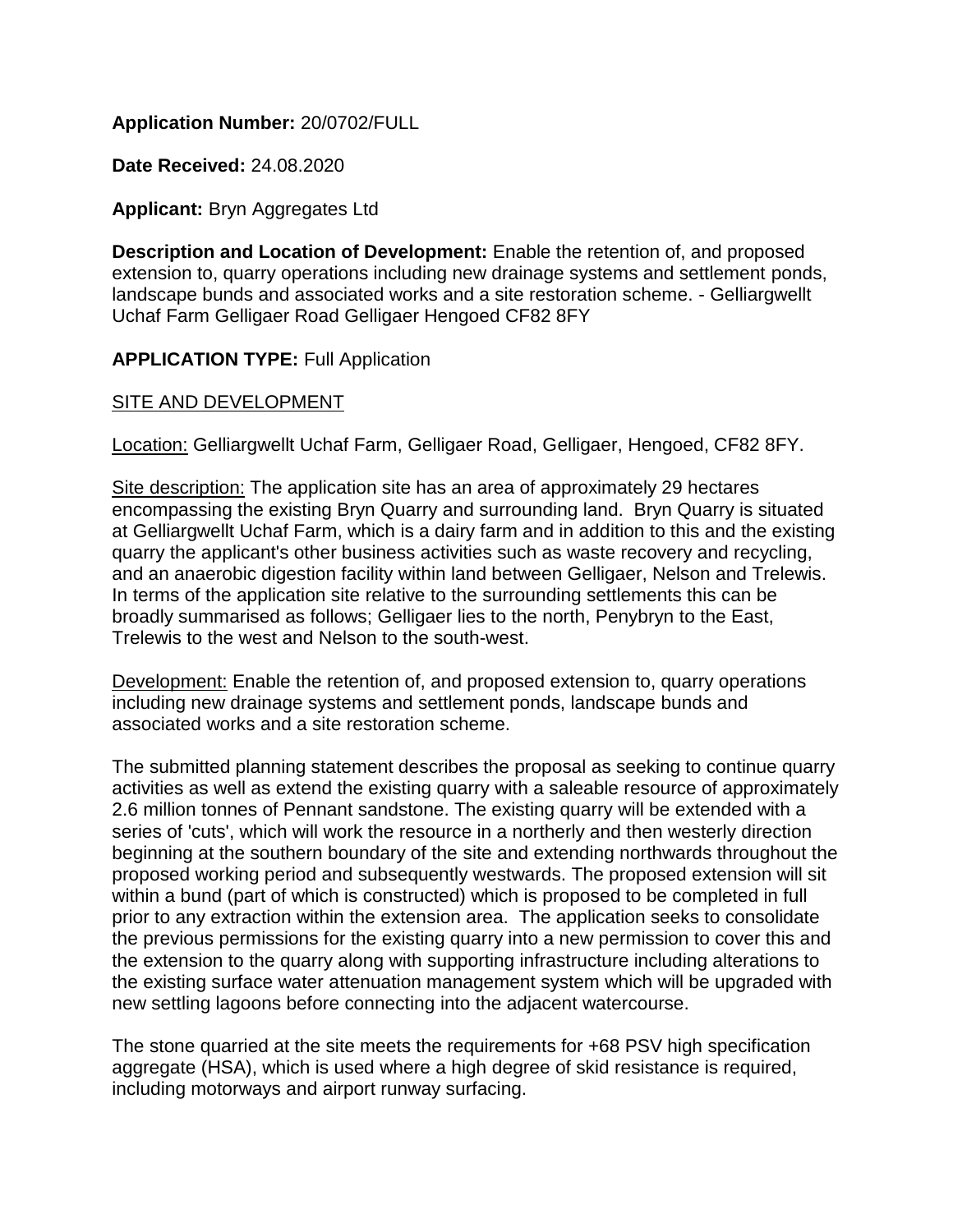**Application Number:** 20/0702/FULL

**Date Received:** 24.08.2020

**Applicant:** Bryn Aggregates Ltd

**Description and Location of Development:** Enable the retention of, and proposed extension to, quarry operations including new drainage systems and settlement ponds, landscape bunds and associated works and a site restoration scheme. - Gelliargwellt Uchaf Farm Gelligaer Road Gelligaer Hengoed CF82 8FY

**APPLICATION TYPE:** Full Application

SITE AND DEVELOPMENT

Location: Gelliargwellt Uchaf Farm, Gelligaer Road, Gelligaer, Hengoed, CF82 8FY.

Site description: The application site has an area of approximately 29 hectares encompassing the existing Bryn Quarry and surrounding land. Bryn Quarry is situated at Gelliargwellt Uchaf Farm, which is a dairy farm and in addition to this and the existing quarry the applicant's other business activities such as waste recovery and recycling, and an anaerobic digestion facility within land between Gelligaer, Nelson and Trelewis. In terms of the application site relative to the surrounding settlements this can be broadly summarised as follows; Gelligaer lies to the north, Penybryn to the East, Trelewis to the west and Nelson to the south-west.

Development: Enable the retention of, and proposed extension to, quarry operations including new drainage systems and settlement ponds, landscape bunds and associated works and a site restoration scheme.

The submitted planning statement describes the proposal as seeking to continue quarry activities as well as extend the existing quarry with a saleable resource of approximately 2.6 million tonnes of Pennant sandstone. The existing quarry will be extended with a series of 'cuts', which will work the resource in a northerly and then westerly direction beginning at the southern boundary of the site and extending northwards throughout the proposed working period and subsequently westwards. The proposed extension will sit within a bund (part of which is constructed) which is proposed to be completed in full prior to any extraction within the extension area. The application seeks to consolidate the previous permissions for the existing quarry into a new permission to cover this and the extension to the quarry along with supporting infrastructure including alterations to the existing surface water attenuation management system which will be upgraded with new settling lagoons before connecting into the adjacent watercourse.

The stone quarried at the site meets the requirements for +68 PSV high specification aggregate (HSA), which is used where a high degree of skid resistance is required, including motorways and airport runway surfacing.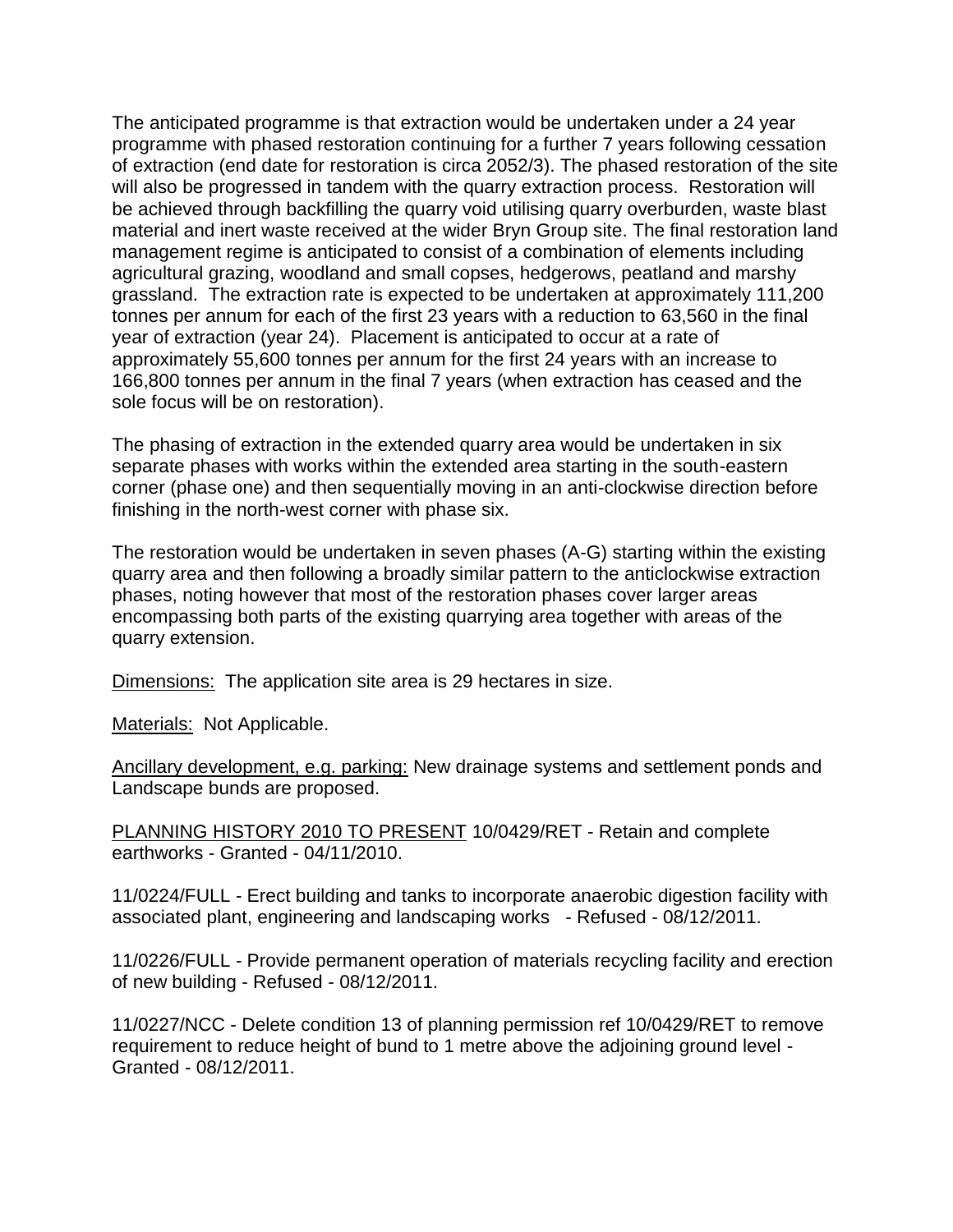The anticipated programme is that extraction would be undertaken under a 24 year programme with phased restoration continuing for a further 7 years following cessation of extraction (end date for restoration is circa 2052/3). The phased restoration of the site will also be progressed in tandem with the quarry extraction process. Restoration will be achieved through backfilling the quarry void utilising quarry overburden, waste blast material and inert waste received at the wider Bryn Group site. The final restoration land management regime is anticipated to consist of a combination of elements including agricultural grazing, woodland and small copses, hedgerows, peatland and marshy grassland. The extraction rate is expected to be undertaken at approximately 111,200 tonnes per annum for each of the first 23 years with a reduction to 63,560 in the final year of extraction (year 24). Placement is anticipated to occur at a rate of approximately 55,600 tonnes per annum for the first 24 years with an increase to 166,800 tonnes per annum in the final 7 years (when extraction has ceased and the sole focus will be on restoration).

The phasing of extraction in the extended quarry area would be undertaken in six separate phases with works within the extended area starting in the south-eastern corner (phase one) and then sequentially moving in an anti-clockwise direction before finishing in the north-west corner with phase six.

The restoration would be undertaken in seven phases (A-G) starting within the existing quarry area and then following a broadly similar pattern to the anticlockwise extraction phases, noting however that most of the restoration phases cover larger areas encompassing both parts of the existing quarrying area together with areas of the quarry extension.

Dimensions: The application site area is 29 hectares in size.

Materials: Not Applicable.

Ancillary development, e.g. parking: New drainage systems and settlement ponds and Landscape bunds are proposed.

PLANNING HISTORY 2010 TO PRESENT 10/0429/RET - Retain and complete earthworks - Granted - 04/11/2010.

11/0224/FULL - Erect building and tanks to incorporate anaerobic digestion facility with associated plant, engineering and landscaping works - Refused - 08/12/2011.

11/0226/FULL - Provide permanent operation of materials recycling facility and erection of new building - Refused - 08/12/2011.

11/0227/NCC - Delete condition 13 of planning permission ref 10/0429/RET to remove requirement to reduce height of bund to 1 metre above the adjoining ground level - Granted - 08/12/2011.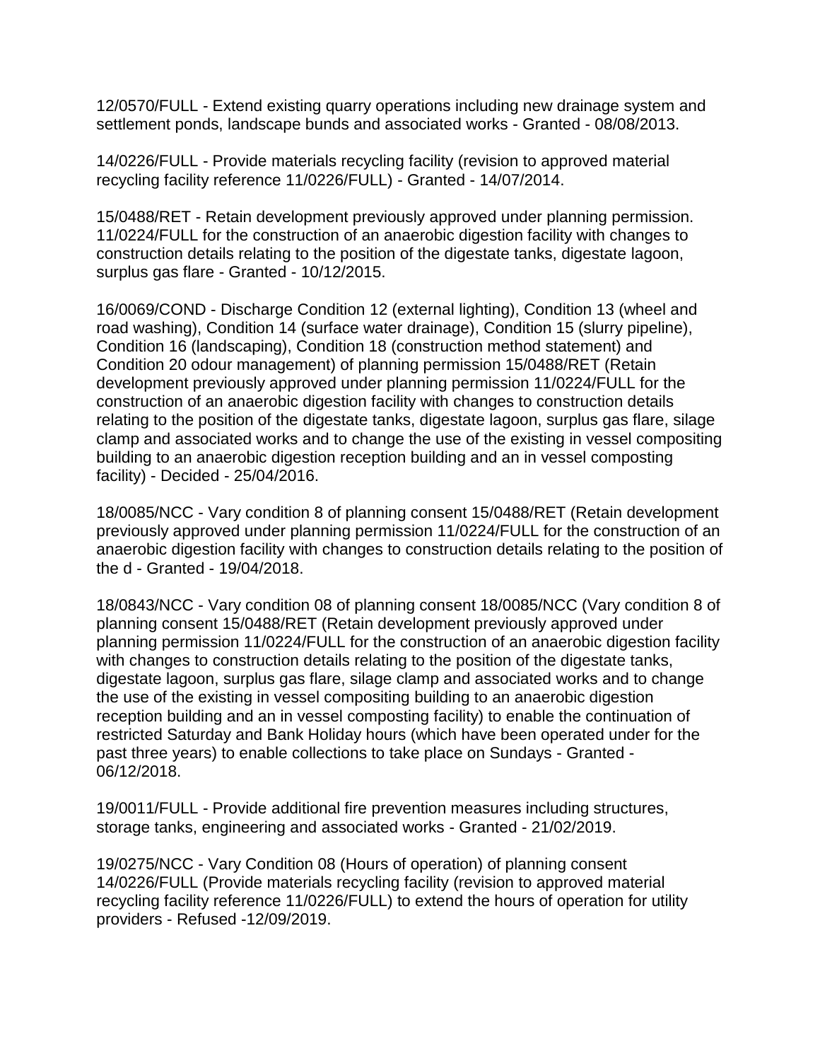12/0570/FULL - Extend existing quarry operations including new drainage system and settlement ponds, landscape bunds and associated works - Granted - 08/08/2013.

14/0226/FULL - Provide materials recycling facility (revision to approved material recycling facility reference 11/0226/FULL) - Granted - 14/07/2014.

15/0488/RET - Retain development previously approved under planning permission. 11/0224/FULL for the construction of an anaerobic digestion facility with changes to construction details relating to the position of the digestate tanks, digestate lagoon, surplus gas flare - Granted - 10/12/2015.

16/0069/COND - Discharge Condition 12 (external lighting), Condition 13 (wheel and road washing), Condition 14 (surface water drainage), Condition 15 (slurry pipeline), Condition 16 (landscaping), Condition 18 (construction method statement) and Condition 20 odour management) of planning permission 15/0488/RET (Retain development previously approved under planning permission 11/0224/FULL for the construction of an anaerobic digestion facility with changes to construction details relating to the position of the digestate tanks, digestate lagoon, surplus gas flare, silage clamp and associated works and to change the use of the existing in vessel compositing building to an anaerobic digestion reception building and an in vessel composting facility) - Decided - 25/04/2016.

18/0085/NCC - Vary condition 8 of planning consent 15/0488/RET (Retain development previously approved under planning permission 11/0224/FULL for the construction of an anaerobic digestion facility with changes to construction details relating to the position of the d - Granted - 19/04/2018.

18/0843/NCC - Vary condition 08 of planning consent 18/0085/NCC (Vary condition 8 of planning consent 15/0488/RET (Retain development previously approved under planning permission 11/0224/FULL for the construction of an anaerobic digestion facility with changes to construction details relating to the position of the digestate tanks, digestate lagoon, surplus gas flare, silage clamp and associated works and to change the use of the existing in vessel compositing building to an anaerobic digestion reception building and an in vessel composting facility) to enable the continuation of restricted Saturday and Bank Holiday hours (which have been operated under for the past three years) to enable collections to take place on Sundays - Granted - 06/12/2018.

19/0011/FULL - Provide additional fire prevention measures including structures, storage tanks, engineering and associated works - Granted - 21/02/2019.

19/0275/NCC - Vary Condition 08 (Hours of operation) of planning consent 14/0226/FULL (Provide materials recycling facility (revision to approved material recycling facility reference 11/0226/FULL) to extend the hours of operation for utility providers - Refused -12/09/2019.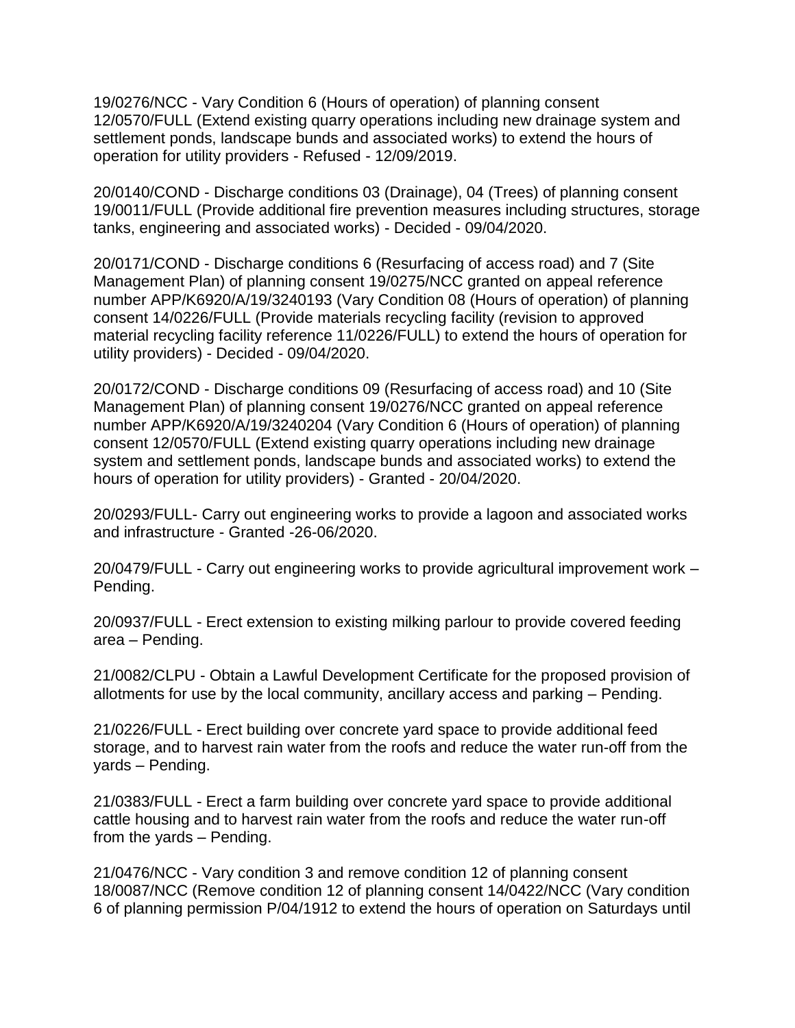19/0276/NCC - Vary Condition 6 (Hours of operation) of planning consent 12/0570/FULL (Extend existing quarry operations including new drainage system and settlement ponds, landscape bunds and associated works) to extend the hours of operation for utility providers - Refused - 12/09/2019.

20/0140/COND - Discharge conditions 03 (Drainage), 04 (Trees) of planning consent 19/0011/FULL (Provide additional fire prevention measures including structures, storage tanks, engineering and associated works) - Decided - 09/04/2020.

20/0171/COND - Discharge conditions 6 (Resurfacing of access road) and 7 (Site Management Plan) of planning consent 19/0275/NCC granted on appeal reference number APP/K6920/A/19/3240193 (Vary Condition 08 (Hours of operation) of planning consent 14/0226/FULL (Provide materials recycling facility (revision to approved material recycling facility reference 11/0226/FULL) to extend the hours of operation for utility providers) - Decided - 09/04/2020.

20/0172/COND - Discharge conditions 09 (Resurfacing of access road) and 10 (Site Management Plan) of planning consent 19/0276/NCC granted on appeal reference number APP/K6920/A/19/3240204 (Vary Condition 6 (Hours of operation) of planning consent 12/0570/FULL (Extend existing quarry operations including new drainage system and settlement ponds, landscape bunds and associated works) to extend the hours of operation for utility providers) - Granted - 20/04/2020.

20/0293/FULL- Carry out engineering works to provide a lagoon and associated works and infrastructure - Granted -26-06/2020.

20/0479/FULL - Carry out engineering works to provide agricultural improvement work – Pending.

20/0937/FULL - Erect extension to existing milking parlour to provide covered feeding area – Pending.

21/0082/CLPU - Obtain a Lawful Development Certificate for the proposed provision of allotments for use by the local community, ancillary access and parking – Pending.

21/0226/FULL - Erect building over concrete yard space to provide additional feed storage, and to harvest rain water from the roofs and reduce the water run-off from the yards – Pending.

21/0383/FULL - Erect a farm building over concrete yard space to provide additional cattle housing and to harvest rain water from the roofs and reduce the water run-off from the yards – Pending.

21/0476/NCC - Vary condition 3 and remove condition 12 of planning consent 18/0087/NCC (Remove condition 12 of planning consent 14/0422/NCC (Vary condition 6 of planning permission P/04/1912 to extend the hours of operation on Saturdays until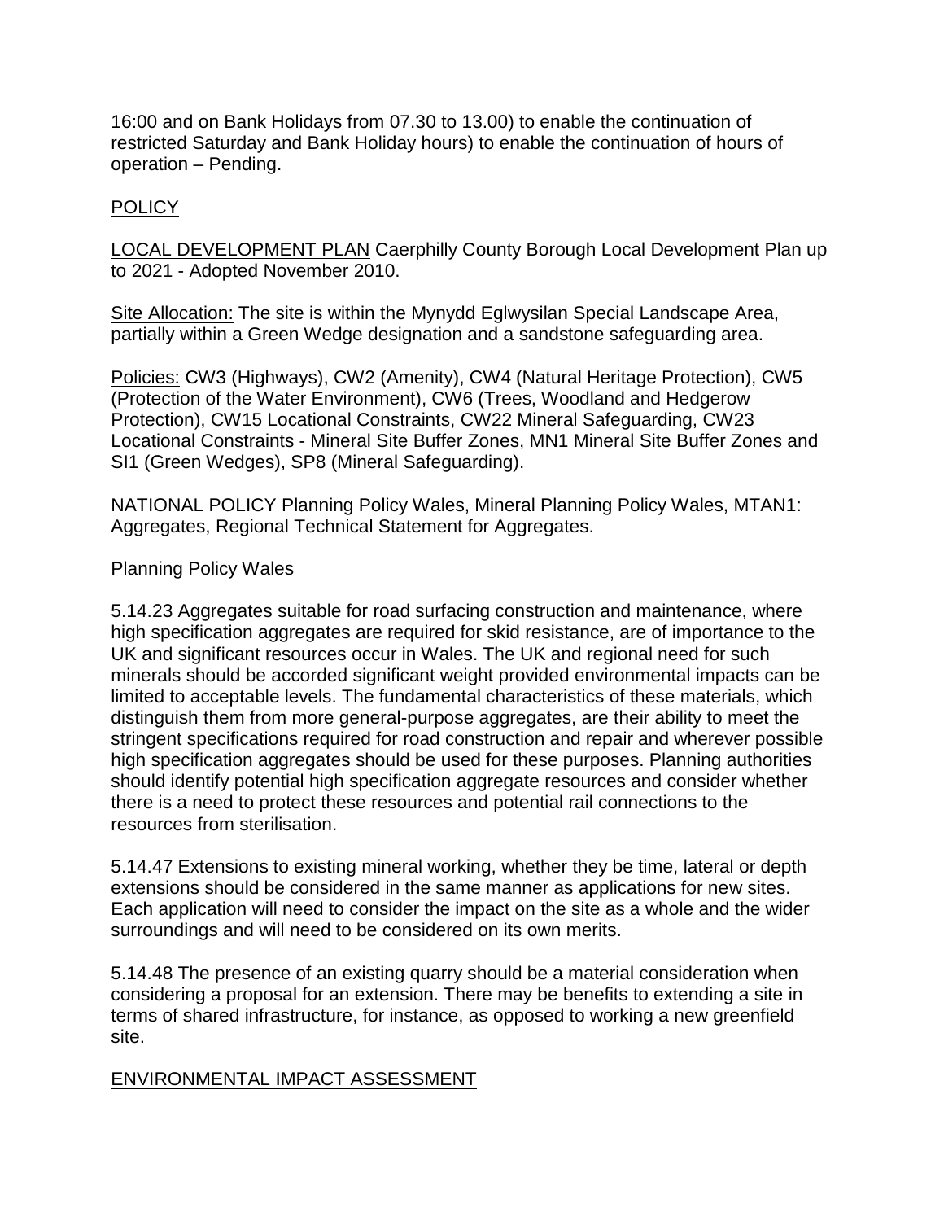16:00 and on Bank Holidays from 07.30 to 13.00) to enable the continuation of restricted Saturday and Bank Holiday hours) to enable the continuation of hours of operation – Pending.

## POLICY

LOCAL DEVELOPMENT PLAN Caerphilly County Borough Local Development Plan up to 2021 - Adopted November 2010.

Site Allocation: The site is within the Mynydd Eglwysilan Special Landscape Area, partially within a Green Wedge designation and a sandstone safeguarding area.

Policies: CW3 (Highways), CW2 (Amenity), CW4 (Natural Heritage Protection), CW5 (Protection of the Water Environment), CW6 (Trees, Woodland and Hedgerow Protection), CW15 Locational Constraints, CW22 Mineral Safeguarding, CW23 Locational Constraints - Mineral Site Buffer Zones, MN1 Mineral Site Buffer Zones and SI1 (Green Wedges), SP8 (Mineral Safeguarding).

NATIONAL POLICY Planning Policy Wales, Mineral Planning Policy Wales, MTAN1: Aggregates, Regional Technical Statement for Aggregates.

Planning Policy Wales

5.14.23 Aggregates suitable for road surfacing construction and maintenance, where high specification aggregates are required for skid resistance, are of importance to the UK and significant resources occur in Wales. The UK and regional need for such minerals should be accorded significant weight provided environmental impacts can be limited to acceptable levels. The fundamental characteristics of these materials, which distinguish them from more general-purpose aggregates, are their ability to meet the stringent specifications required for road construction and repair and wherever possible high specification aggregates should be used for these purposes. Planning authorities should identify potential high specification aggregate resources and consider whether there is a need to protect these resources and potential rail connections to the resources from sterilisation.

5.14.47 Extensions to existing mineral working, whether they be time, lateral or depth extensions should be considered in the same manner as applications for new sites. Each application will need to consider the impact on the site as a whole and the wider surroundings and will need to be considered on its own merits.

5.14.48 The presence of an existing quarry should be a material consideration when considering a proposal for an extension. There may be benefits to extending a site in terms of shared infrastructure, for instance, as opposed to working a new greenfield site.

## ENVIRONMENTAL IMPACT ASSESSMENT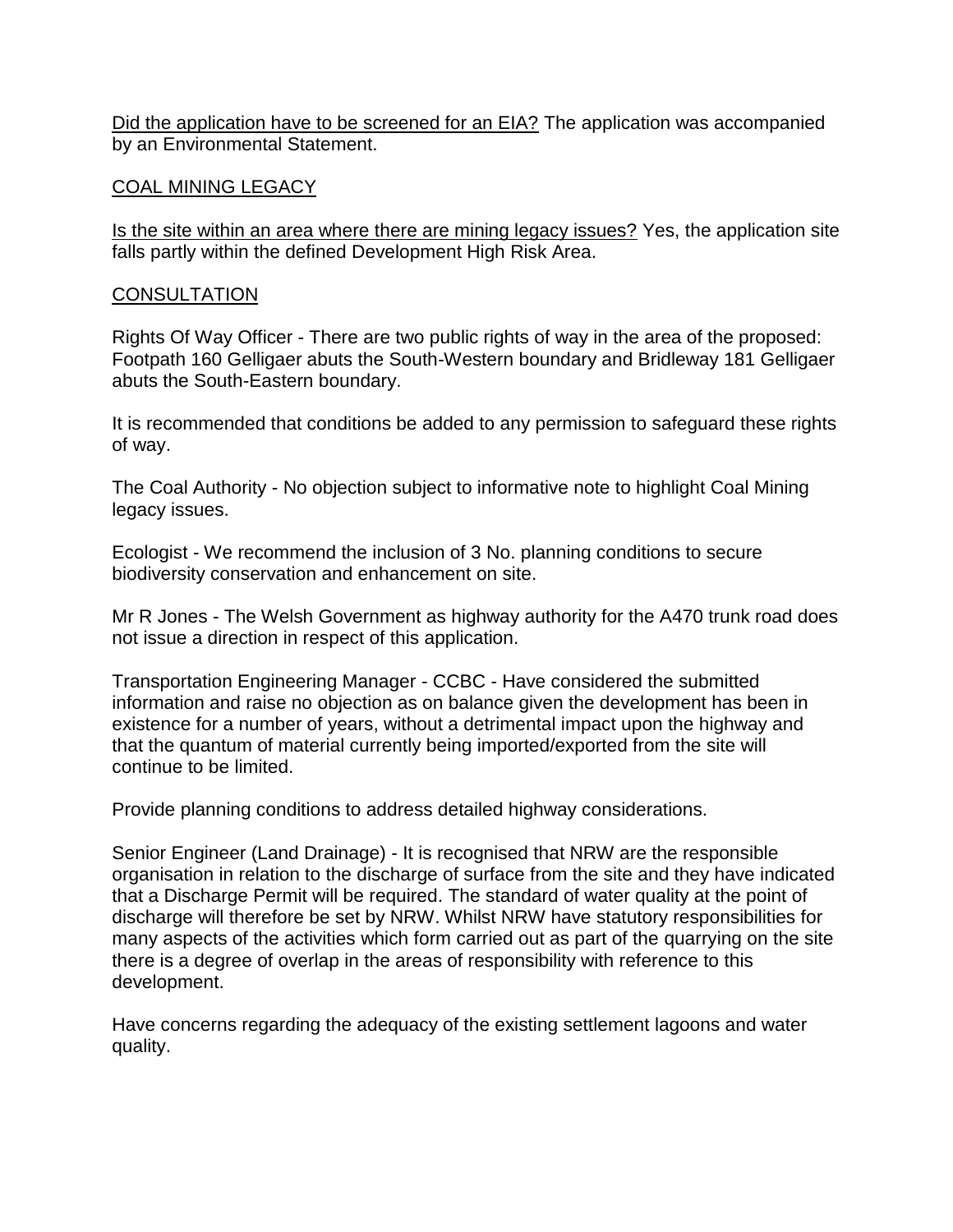Did the application have to be screened for an EIA? The application was accompanied by an Environmental Statement.

COAL MINING LEGACY

Is the site within an area where there are mining legacy issues? Yes, the application site falls partly within the defined Development High Risk Area.

CONSULTATION

Rights Of Way Officer - There are two public rights of way in the area of the proposed: Footpath 160 Gelligaer abuts the South-Western boundary and Bridleway 181 Gelligaer abuts the South-Eastern boundary.

It is recommended that conditions be added to any permission to safeguard these rights of way.

The Coal Authority - No objection subject to informative note to highlight Coal Mining legacy issues.

Ecologist - We recommend the inclusion of 3 No. planning conditions to secure biodiversity conservation and enhancement on site.

Mr R Jones - The Welsh Government as highway authority for the A470 trunk road does not issue a direction in respect of this application.

Transportation Engineering Manager - CCBC - Have considered the submitted information and raise no objection as on balance given the development has been in existence for a number of years, without a detrimental impact upon the highway and that the quantum of material currently being imported/exported from the site will continue to be limited.

Provide planning conditions to address detailed highway considerations.

Senior Engineer (Land Drainage) - It is recognised that NRW are the responsible organisation in relation to the discharge of surface from the site and they have indicated that a Discharge Permit will be required. The standard of water quality at the point of discharge will therefore be set by NRW. Whilst NRW have statutory responsibilities for many aspects of the activities which form carried out as part of the quarrying on the site there is a degree of overlap in the areas of responsibility with reference to this development.

Have concerns regarding the adequacy of the existing settlement lagoons and water quality.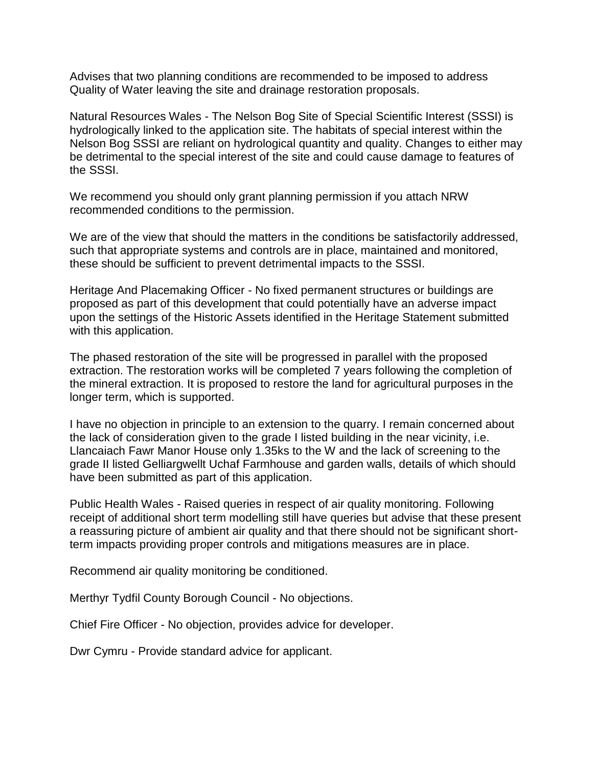Advises that two planning conditions are recommended to be imposed to address Quality of Water leaving the site and drainage restoration proposals.

Natural Resources Wales - The Nelson Bog Site of Special Scientific Interest (SSSI) is hydrologically linked to the application site. The habitats of special interest within the Nelson Bog SSSI are reliant on hydrological quantity and quality. Changes to either may be detrimental to the special interest of the site and could cause damage to features of the SSSI.

We recommend you should only grant planning permission if you attach NRW recommended conditions to the permission.

We are of the view that should the matters in the conditions be satisfactorily addressed, such that appropriate systems and controls are in place, maintained and monitored, these should be sufficient to prevent detrimental impacts to the SSSI.

Heritage And Placemaking Officer - No fixed permanent structures or buildings are proposed as part of this development that could potentially have an adverse impact upon the settings of the Historic Assets identified in the Heritage Statement submitted with this application.

The phased restoration of the site will be progressed in parallel with the proposed extraction. The restoration works will be completed 7 years following the completion of the mineral extraction. It is proposed to restore the land for agricultural purposes in the longer term, which is supported.

I have no objection in principle to an extension to the quarry. I remain concerned about the lack of consideration given to the grade I listed building in the near vicinity, i.e. Llancaiach Fawr Manor House only 1.35ks to the W and the lack of screening to the grade II listed Gelliargwellt Uchaf Farmhouse and garden walls, details of which should have been submitted as part of this application.

Public Health Wales - Raised queries in respect of air quality monitoring. Following receipt of additional short term modelling still have queries but advise that these present a reassuring picture of ambient air quality and that there should not be significant short-term impacts providing proper controls and mitigations measures are in place.

Recommend air quality monitoring be conditioned.

Merthyr Tydfil County Borough Council - No objections.

Chief Fire Officer - No objection, provides advice for developer.

Dwr Cymru - Provide standard advice for applicant.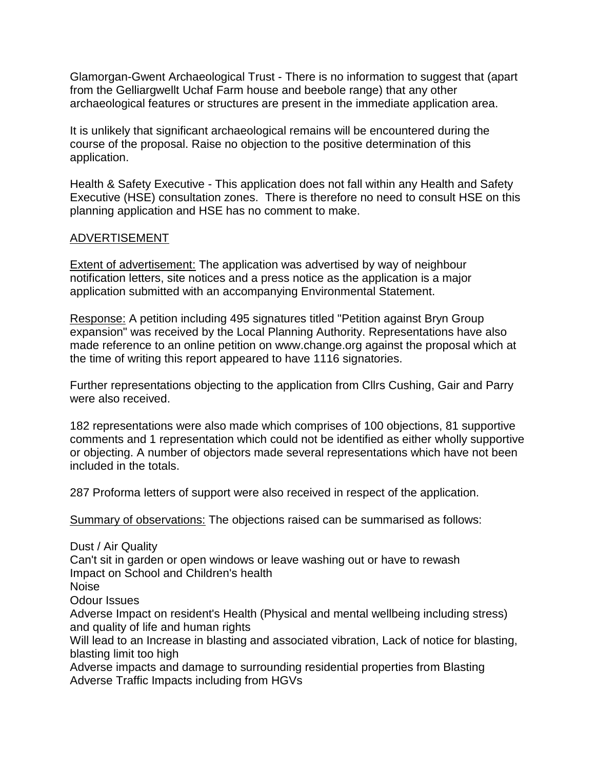Glamorgan-Gwent Archaeological Trust - There is no information to suggest that (apart from the Gelliargwellt Uchaf Farm house and beebole range) that any other archaeological features or structures are present in the immediate application area.

It is unlikely that significant archaeological remains will be encountered during the course of the proposal. Raise no objection to the positive determination of this application.

Health & Safety Executive - This application does not fall within any Health and Safety Executive (HSE) consultation zones. There is therefore no need to consult HSE on this planning application and HSE has no comment to make.

## ADVERTISEMENT

Extent of advertisement: The application was advertised by way of neighbour notification letters, site notices and a press notice as the application is a major application submitted with an accompanying Environmental Statement.

Response: A petition including 495 signatures titled "Petition against Bryn Group expansion" was received by the Local Planning Authority. Representations have also made reference to an online petition on www.change.org against the proposal which at the time of writing this report appeared to have 1116 signatories.

Further representations objecting to the application from Cllrs Cushing, Gair and Parry were also received.

182 representations were also made which comprises of 100 objections, 81 supportive comments and 1 representation which could not be identified as either wholly supportive or objecting. A number of objectors made several representations which have not been included in the totals.

287 Proforma letters of support were also received in respect of the application.

Summary of observations: The objections raised can be summarised as follows:

Dust / Air Quality
Can't sit in garden or open windows or leave washing out or have to rewash
Impact on School and Children's health
Noise
Odour Issues
Adverse Impact on resident's Health (Physical and mental wellbeing including stress) and quality of life and human rights
Will lead to an Increase in blasting and associated vibration, Lack of notice for blasting, blasting limit too high
Adverse impacts and damage to surrounding residential properties from Blasting
Adverse Traffic Impacts including from HGVs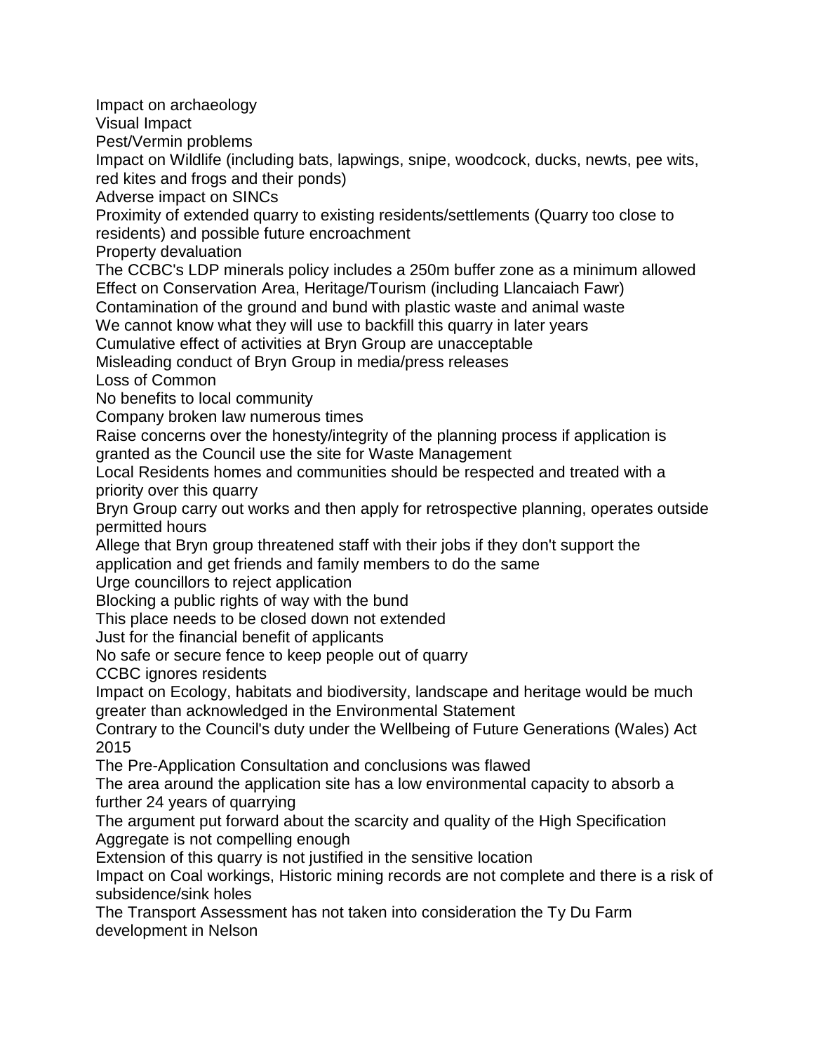Impact on archaeology
Visual Impact
Pest/Vermin problems
Impact on Wildlife (including bats, lapwings, snipe, woodcock, ducks, newts, pee wits, red kites and frogs and their ponds)
Adverse impact on SINCs
Proximity of extended quarry to existing residents/settlements (Quarry too close to residents) and possible future encroachment
Property devaluation
The CCBC's LDP minerals policy includes a 250m buffer zone as a minimum allowed
Effect on Conservation Area, Heritage/Tourism (including Llancaiach Fawr)
Contamination of the ground and bund with plastic waste and animal waste
We cannot know what they will use to backfill this quarry in later years
Cumulative effect of activities at Bryn Group are unacceptable
Misleading conduct of Bryn Group in media/press releases
Loss of Common
No benefits to local community
Company broken law numerous times
Raise concerns over the honesty/integrity of the planning process if application is granted as the Council use the site for Waste Management
Local Residents homes and communities should be respected and treated with a priority over this quarry
Bryn Group carry out works and then apply for retrospective planning, operates outside permitted hours
Allege that Bryn group threatened staff with their jobs if they don't support the application and get friends and family members to do the same
Urge councillors to reject application
Blocking a public rights of way with the bund
This place needs to be closed down not extended
Just for the financial benefit of applicants
No safe or secure fence to keep people out of quarry
CCBC ignores residents
Impact on Ecology, habitats and biodiversity, landscape and heritage would be much greater than acknowledged in the Environmental Statement
Contrary to the Council's duty under the Wellbeing of Future Generations (Wales) Act 2015
The Pre-Application Consultation and conclusions was flawed
The area around the application site has a low environmental capacity to absorb a further 24 years of quarrying
The argument put forward about the scarcity and quality of the High Specification Aggregate is not compelling enough
Extension of this quarry is not justified in the sensitive location
Impact on Coal workings, Historic mining records are not complete and there is a risk of subsidence/sink holes
The Transport Assessment has not taken into consideration the Ty Du Farm development in Nelson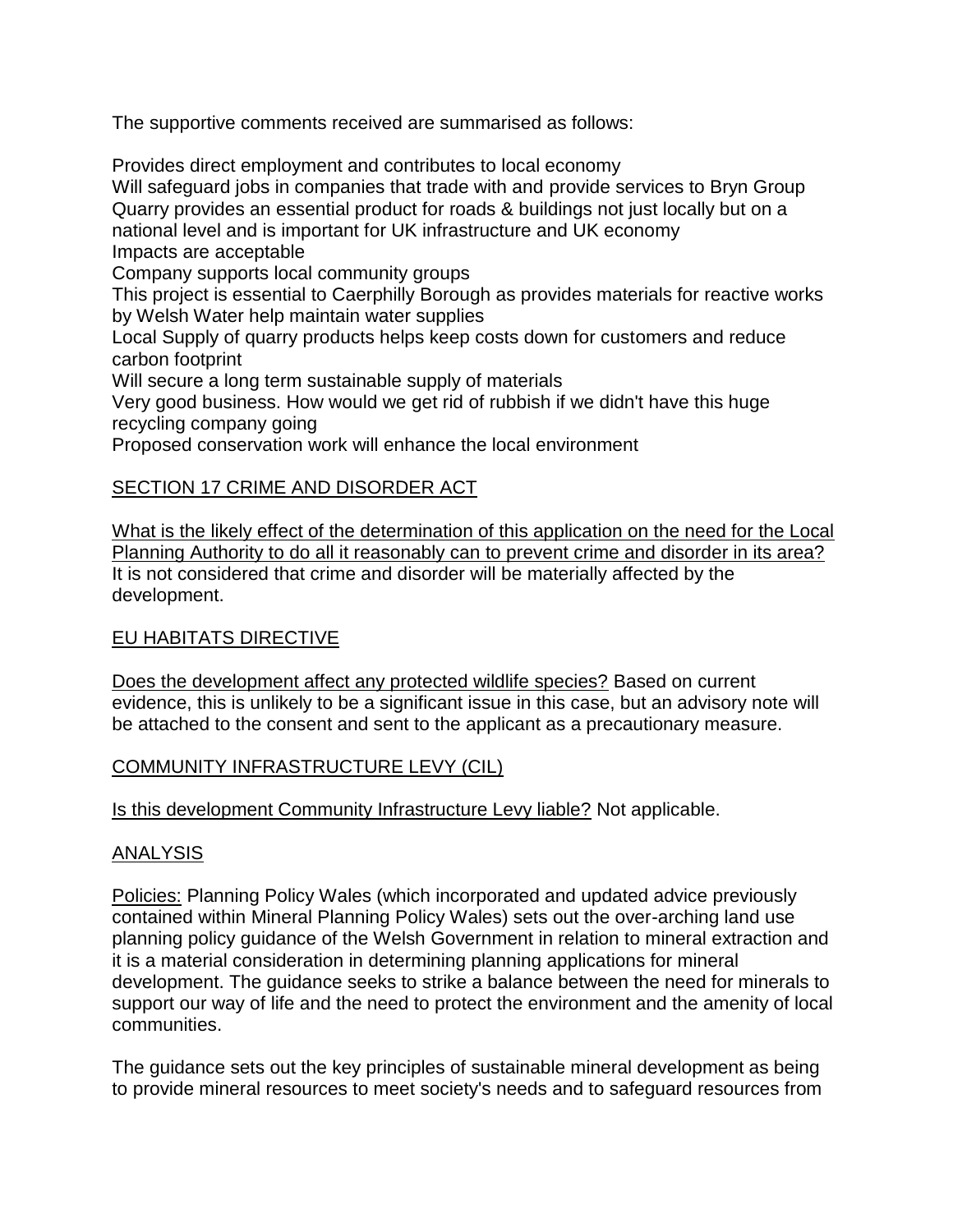The supportive comments received are summarised as follows:

Provides direct employment and contributes to local economy
Will safeguard jobs in companies that trade with and provide services to Bryn Group
Quarry provides an essential product for roads & buildings not just locally but on a national level and is important for UK infrastructure and UK economy
Impacts are acceptable
Company supports local community groups
This project is essential to Caerphilly Borough as provides materials for reactive works by Welsh Water help maintain water supplies
Local Supply of quarry products helps keep costs down for customers and reduce carbon footprint
Will secure a long term sustainable supply of materials
Very good business. How would we get rid of rubbish if we didn't have this huge recycling company going
Proposed conservation work will enhance the local environment

## SECTION 17 CRIME AND DISORDER ACT

What is the likely effect of the determination of this application on the need for the Local Planning Authority to do all it reasonably can to prevent crime and disorder in its area? It is not considered that crime and disorder will be materially affected by the development.

## EU HABITATS DIRECTIVE

Does the development affect any protected wildlife species? Based on current evidence, this is unlikely to be a significant issue in this case, but an advisory note will be attached to the consent and sent to the applicant as a precautionary measure.

## COMMUNITY INFRASTRUCTURE LEVY (CIL)

Is this development Community Infrastructure Levy liable? Not applicable.

## ANALYSIS

Policies: Planning Policy Wales (which incorporated and updated advice previously contained within Mineral Planning Policy Wales) sets out the over-arching land use planning policy guidance of the Welsh Government in relation to mineral extraction and it is a material consideration in determining planning applications for mineral development. The guidance seeks to strike a balance between the need for minerals to support our way of life and the need to protect the environment and the amenity of local communities.

The guidance sets out the key principles of sustainable mineral development as being to provide mineral resources to meet society's needs and to safeguard resources from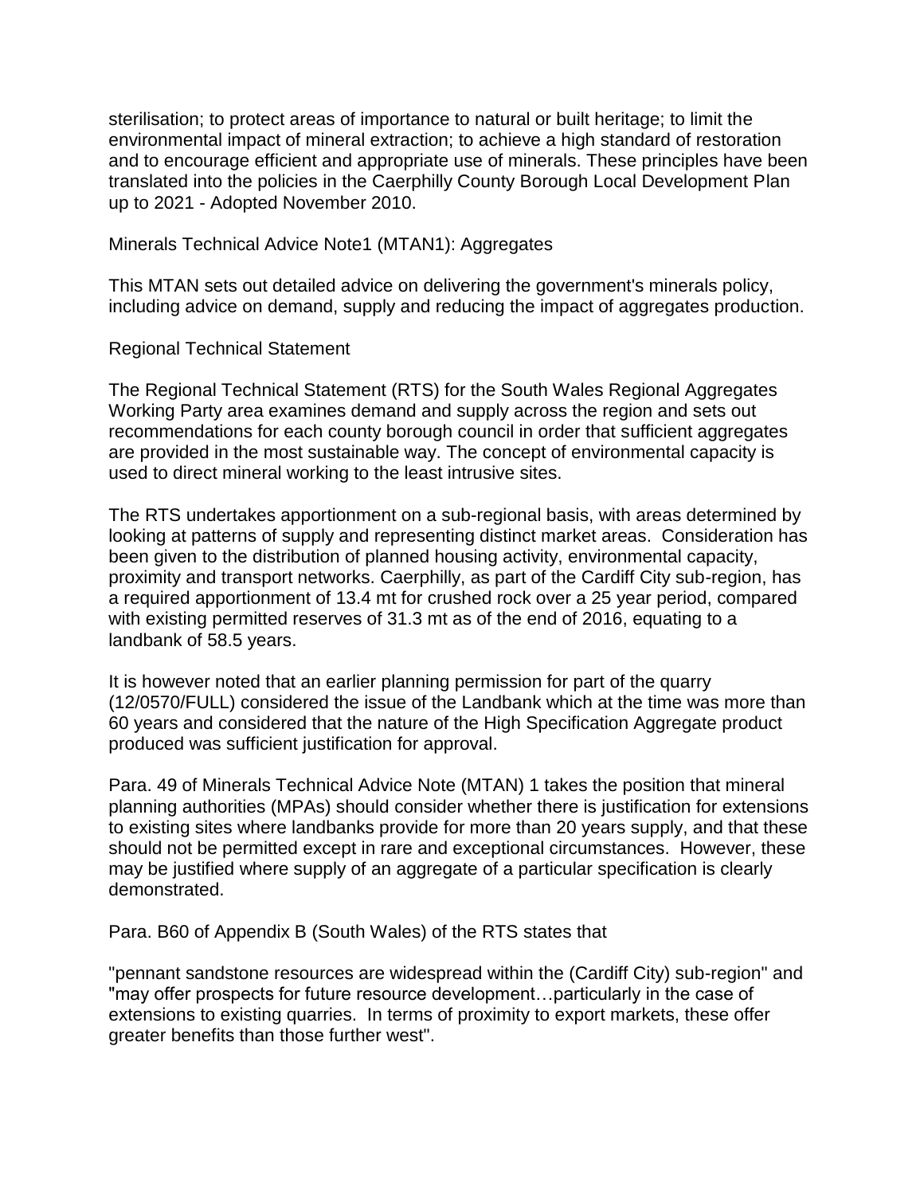sterilisation; to protect areas of importance to natural or built heritage; to limit the environmental impact of mineral extraction; to achieve a high standard of restoration and to encourage efficient and appropriate use of minerals. These principles have been translated into the policies in the Caerphilly County Borough Local Development Plan up to 2021 - Adopted November 2010.

Minerals Technical Advice Note1 (MTAN1): Aggregates

This MTAN sets out detailed advice on delivering the government's minerals policy, including advice on demand, supply and reducing the impact of aggregates production.

Regional Technical Statement

The Regional Technical Statement (RTS) for the South Wales Regional Aggregates Working Party area examines demand and supply across the region and sets out recommendations for each county borough council in order that sufficient aggregates are provided in the most sustainable way. The concept of environmental capacity is used to direct mineral working to the least intrusive sites.

The RTS undertakes apportionment on a sub-regional basis, with areas determined by looking at patterns of supply and representing distinct market areas. Consideration has been given to the distribution of planned housing activity, environmental capacity, proximity and transport networks. Caerphilly, as part of the Cardiff City sub-region, has a required apportionment of 13.4 mt for crushed rock over a 25 year period, compared with existing permitted reserves of 31.3 mt as of the end of 2016, equating to a landbank of 58.5 years.

It is however noted that an earlier planning permission for part of the quarry (12/0570/FULL) considered the issue of the Landbank which at the time was more than 60 years and considered that the nature of the High Specification Aggregate product produced was sufficient justification for approval.

Para. 49 of Minerals Technical Advice Note (MTAN) 1 takes the position that mineral planning authorities (MPAs) should consider whether there is justification for extensions to existing sites where landbanks provide for more than 20 years supply, and that these should not be permitted except in rare and exceptional circumstances. However, these may be justified where supply of an aggregate of a particular specification is clearly demonstrated.

Para. B60 of Appendix B (South Wales) of the RTS states that

"pennant sandstone resources are widespread within the (Cardiff City) sub-region" and "may offer prospects for future resource development…particularly in the case of extensions to existing quarries. In terms of proximity to export markets, these offer greater benefits than those further west".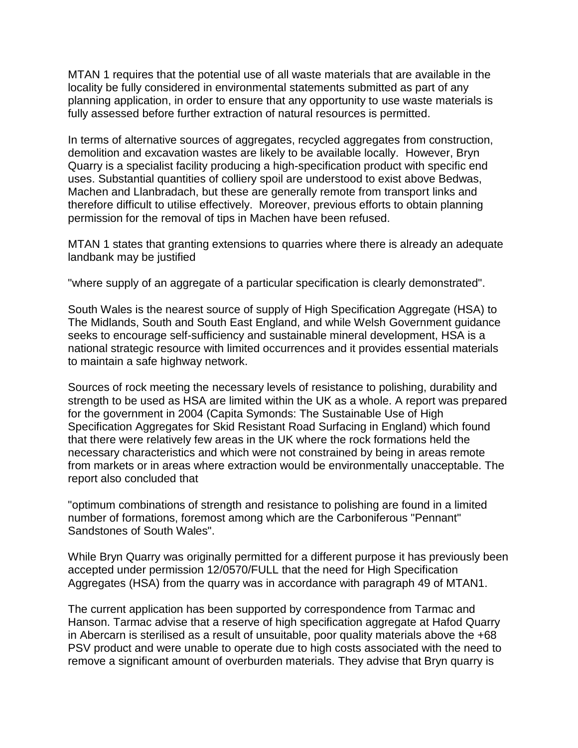MTAN 1 requires that the potential use of all waste materials that are available in the locality be fully considered in environmental statements submitted as part of any planning application, in order to ensure that any opportunity to use waste materials is fully assessed before further extraction of natural resources is permitted.

In terms of alternative sources of aggregates, recycled aggregates from construction, demolition and excavation wastes are likely to be available locally. However, Bryn Quarry is a specialist facility producing a high-specification product with specific end uses. Substantial quantities of colliery spoil are understood to exist above Bedwas, Machen and Llanbradach, but these are generally remote from transport links and therefore difficult to utilise effectively. Moreover, previous efforts to obtain planning permission for the removal of tips in Machen have been refused.

MTAN 1 states that granting extensions to quarries where there is already an adequate landbank may be justified

"where supply of an aggregate of a particular specification is clearly demonstrated".

South Wales is the nearest source of supply of High Specification Aggregate (HSA) to The Midlands, South and South East England, and while Welsh Government guidance seeks to encourage self-sufficiency and sustainable mineral development, HSA is a national strategic resource with limited occurrences and it provides essential materials to maintain a safe highway network.

Sources of rock meeting the necessary levels of resistance to polishing, durability and strength to be used as HSA are limited within the UK as a whole. A report was prepared for the government in 2004 (Capita Symonds: The Sustainable Use of High Specification Aggregates for Skid Resistant Road Surfacing in England) which found that there were relatively few areas in the UK where the rock formations held the necessary characteristics and which were not constrained by being in areas remote from markets or in areas where extraction would be environmentally unacceptable. The report also concluded that

"optimum combinations of strength and resistance to polishing are found in a limited number of formations, foremost among which are the Carboniferous "Pennant" Sandstones of South Wales".

While Bryn Quarry was originally permitted for a different purpose it has previously been accepted under permission 12/0570/FULL that the need for High Specification Aggregates (HSA) from the quarry was in accordance with paragraph 49 of MTAN1.

The current application has been supported by correspondence from Tarmac and Hanson. Tarmac advise that a reserve of high specification aggregate at Hafod Quarry in Abercarn is sterilised as a result of unsuitable, poor quality materials above the +68 PSV product and were unable to operate due to high costs associated with the need to remove a significant amount of overburden materials. They advise that Bryn quarry is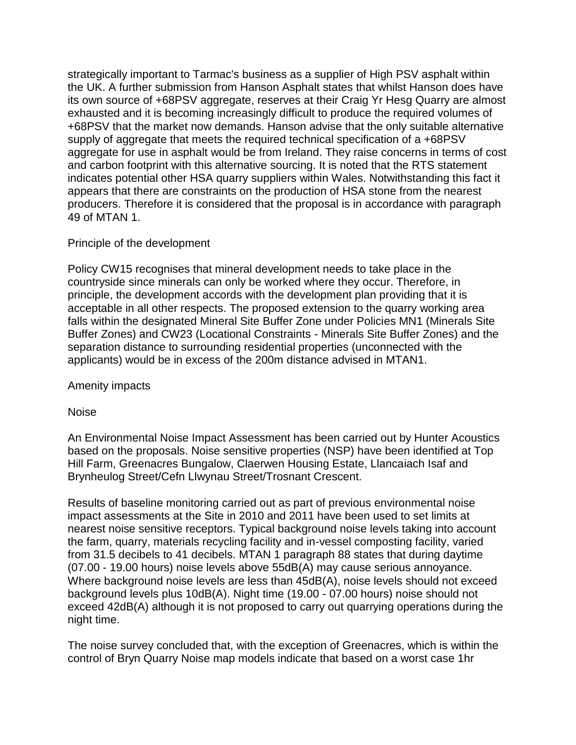strategically important to Tarmac's business as a supplier of High PSV asphalt within the UK. A further submission from Hanson Asphalt states that whilst Hanson does have its own source of +68PSV aggregate, reserves at their Craig Yr Hesg Quarry are almost exhausted and it is becoming increasingly difficult to produce the required volumes of +68PSV that the market now demands. Hanson advise that the only suitable alternative supply of aggregate that meets the required technical specification of a +68PSV aggregate for use in asphalt would be from Ireland. They raise concerns in terms of cost and carbon footprint with this alternative sourcing. It is noted that the RTS statement indicates potential other HSA quarry suppliers within Wales. Notwithstanding this fact it appears that there are constraints on the production of HSA stone from the nearest producers. Therefore it is considered that the proposal is in accordance with paragraph 49 of MTAN 1.

Principle of the development

Policy CW15 recognises that mineral development needs to take place in the countryside since minerals can only be worked where they occur. Therefore, in principle, the development accords with the development plan providing that it is acceptable in all other respects. The proposed extension to the quarry working area falls within the designated Mineral Site Buffer Zone under Policies MN1 (Minerals Site Buffer Zones) and CW23 (Locational Constraints - Minerals Site Buffer Zones) and the separation distance to surrounding residential properties (unconnected with the applicants) would be in excess of the 200m distance advised in MTAN1.

Amenity impacts

Noise

An Environmental Noise Impact Assessment has been carried out by Hunter Acoustics based on the proposals. Noise sensitive properties (NSP) have been identified at Top Hill Farm, Greenacres Bungalow, Claerwen Housing Estate, Llancaiach Isaf and Brynheulog Street/Cefn Llwynau Street/Trosnant Crescent.

Results of baseline monitoring carried out as part of previous environmental noise impact assessments at the Site in 2010 and 2011 have been used to set limits at nearest noise sensitive receptors. Typical background noise levels taking into account the farm, quarry, materials recycling facility and in-vessel composting facility, varied from 31.5 decibels to 41 decibels. MTAN 1 paragraph 88 states that during daytime (07.00 - 19.00 hours) noise levels above 55dB(A) may cause serious annoyance. Where background noise levels are less than 45dB(A), noise levels should not exceed background levels plus 10dB(A). Night time (19.00 - 07.00 hours) noise should not exceed 42dB(A) although it is not proposed to carry out quarrying operations during the night time.

The noise survey concluded that, with the exception of Greenacres, which is within the control of Bryn Quarry Noise map models indicate that based on a worst case 1hr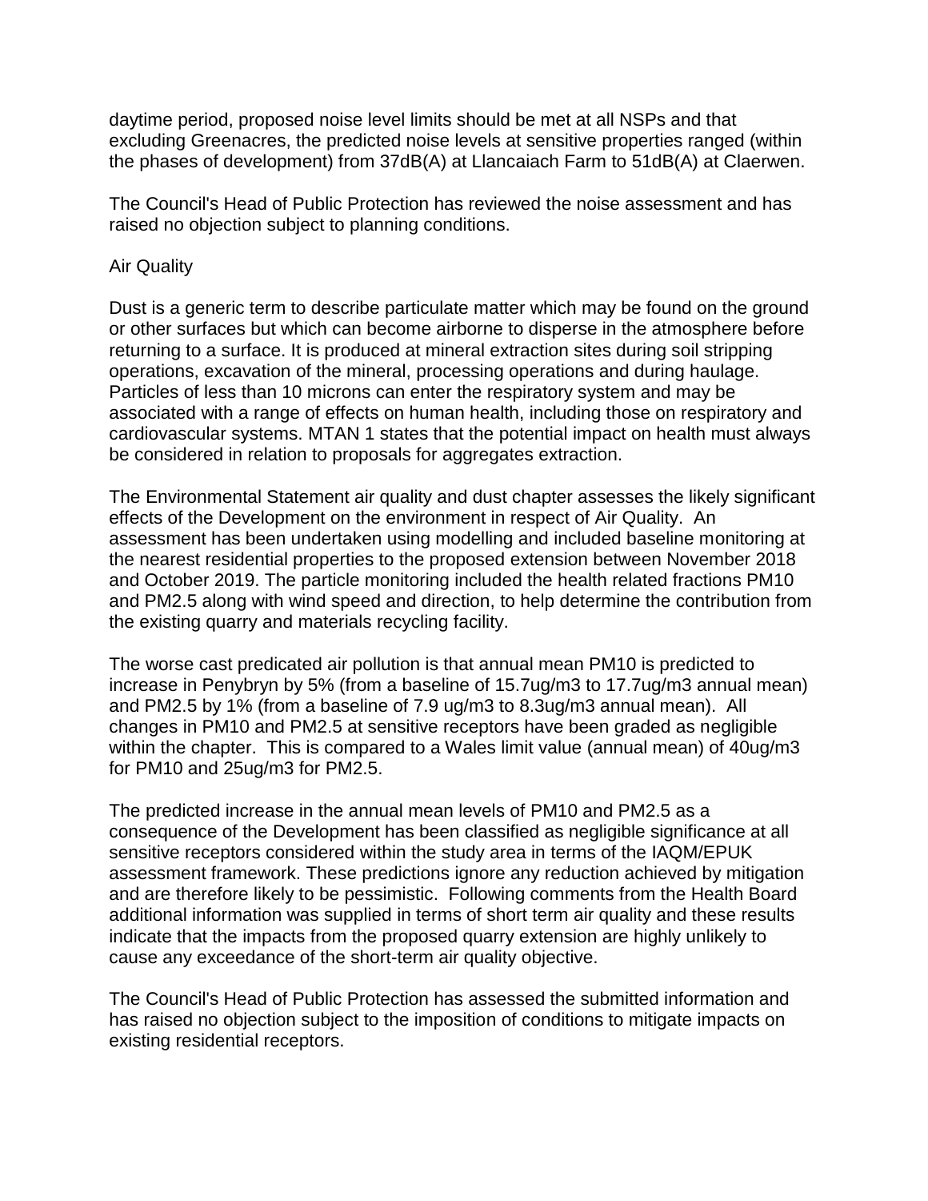daytime period, proposed noise level limits should be met at all NSPs and that excluding Greenacres, the predicted noise levels at sensitive properties ranged (within the phases of development) from 37dB(A) at Llancaiach Farm to 51dB(A) at Claerwen.

The Council's Head of Public Protection has reviewed the noise assessment and has raised no objection subject to planning conditions.

Air Quality

Dust is a generic term to describe particulate matter which may be found on the ground or other surfaces but which can become airborne to disperse in the atmosphere before returning to a surface. It is produced at mineral extraction sites during soil stripping operations, excavation of the mineral, processing operations and during haulage. Particles of less than 10 microns can enter the respiratory system and may be associated with a range of effects on human health, including those on respiratory and cardiovascular systems. MTAN 1 states that the potential impact on health must always be considered in relation to proposals for aggregates extraction.

The Environmental Statement air quality and dust chapter assesses the likely significant effects of the Development on the environment in respect of Air Quality. An assessment has been undertaken using modelling and included baseline monitoring at the nearest residential properties to the proposed extension between November 2018 and October 2019. The particle monitoring included the health related fractions PM10 and PM2.5 along with wind speed and direction, to help determine the contribution from the existing quarry and materials recycling facility.

The worse cast predicated air pollution is that annual mean PM10 is predicted to increase in Penybryn by 5% (from a baseline of 15.7ug/m3 to 17.7ug/m3 annual mean) and PM2.5 by 1% (from a baseline of 7.9 ug/m3 to 8.3ug/m3 annual mean). All changes in PM10 and PM2.5 at sensitive receptors have been graded as negligible within the chapter. This is compared to a Wales limit value (annual mean) of 40ug/m3 for PM10 and 25ug/m3 for PM2.5.

The predicted increase in the annual mean levels of PM10 and PM2.5 as a consequence of the Development has been classified as negligible significance at all sensitive receptors considered within the study area in terms of the IAQM/EPUK assessment framework. These predictions ignore any reduction achieved by mitigation and are therefore likely to be pessimistic. Following comments from the Health Board additional information was supplied in terms of short term air quality and these results indicate that the impacts from the proposed quarry extension are highly unlikely to cause any exceedance of the short-term air quality objective.

The Council's Head of Public Protection has assessed the submitted information and has raised no objection subject to the imposition of conditions to mitigate impacts on existing residential receptors.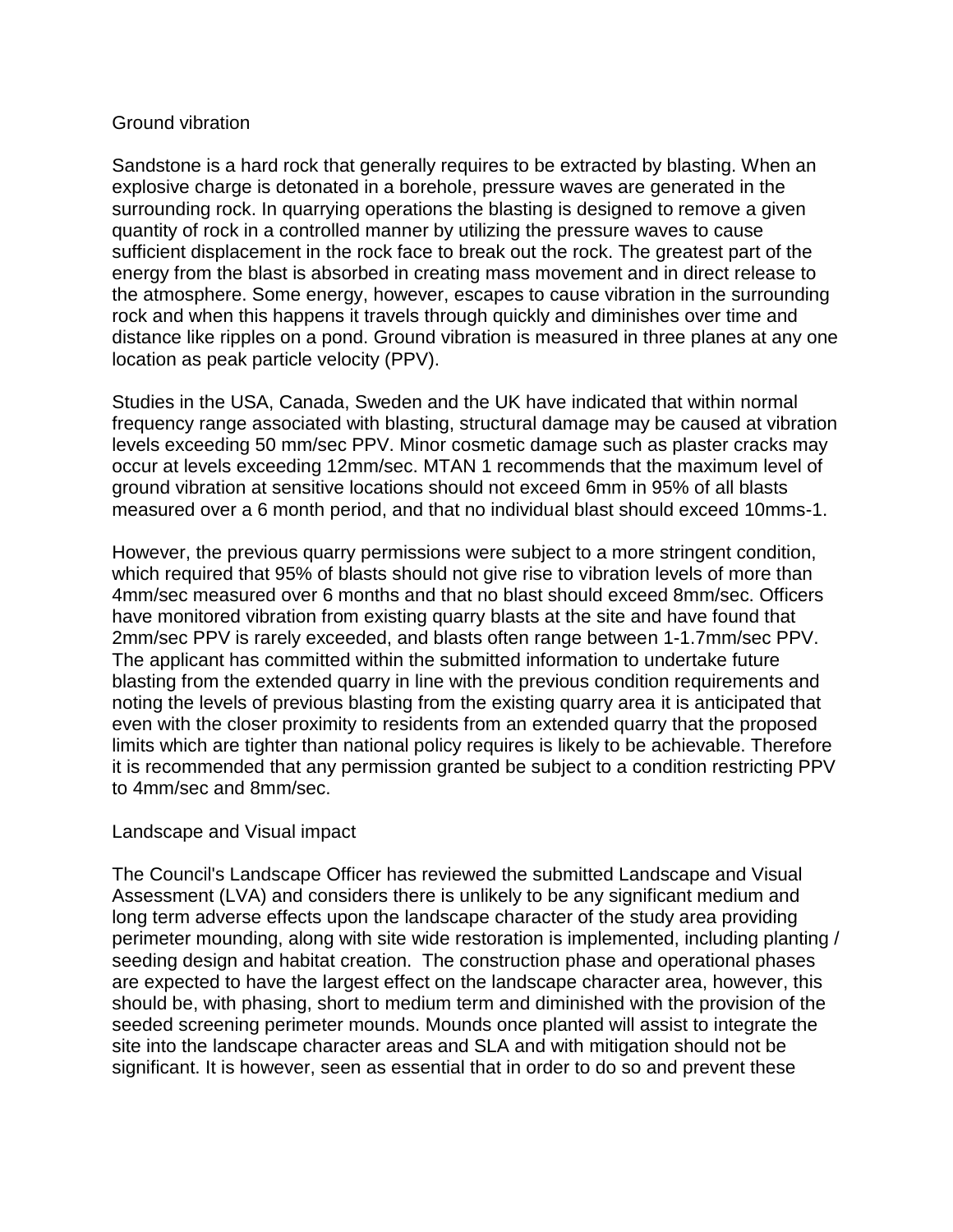## Ground vibration

Sandstone is a hard rock that generally requires to be extracted by blasting. When an explosive charge is detonated in a borehole, pressure waves are generated in the surrounding rock. In quarrying operations the blasting is designed to remove a given quantity of rock in a controlled manner by utilizing the pressure waves to cause sufficient displacement in the rock face to break out the rock. The greatest part of the energy from the blast is absorbed in creating mass movement and in direct release to the atmosphere. Some energy, however, escapes to cause vibration in the surrounding rock and when this happens it travels through quickly and diminishes over time and distance like ripples on a pond. Ground vibration is measured in three planes at any one location as peak particle velocity (PPV).

Studies in the USA, Canada, Sweden and the UK have indicated that within normal frequency range associated with blasting, structural damage may be caused at vibration levels exceeding 50 mm/sec PPV. Minor cosmetic damage such as plaster cracks may occur at levels exceeding 12mm/sec. MTAN 1 recommends that the maximum level of ground vibration at sensitive locations should not exceed 6mm in 95% of all blasts measured over a 6 month period, and that no individual blast should exceed 10mms-1.

However, the previous quarry permissions were subject to a more stringent condition, which required that 95% of blasts should not give rise to vibration levels of more than 4mm/sec measured over 6 months and that no blast should exceed 8mm/sec. Officers have monitored vibration from existing quarry blasts at the site and have found that 2mm/sec PPV is rarely exceeded, and blasts often range between 1-1.7mm/sec PPV. The applicant has committed within the submitted information to undertake future blasting from the extended quarry in line with the previous condition requirements and noting the levels of previous blasting from the existing quarry area it is anticipated that even with the closer proximity to residents from an extended quarry that the proposed limits which are tighter than national policy requires is likely to be achievable. Therefore it is recommended that any permission granted be subject to a condition restricting PPV to 4mm/sec and 8mm/sec.

## Landscape and Visual impact

The Council's Landscape Officer has reviewed the submitted Landscape and Visual Assessment (LVA) and considers there is unlikely to be any significant medium and long term adverse effects upon the landscape character of the study area providing perimeter mounding, along with site wide restoration is implemented, including planting / seeding design and habitat creation. The construction phase and operational phases are expected to have the largest effect on the landscape character area, however, this should be, with phasing, short to medium term and diminished with the provision of the seeded screening perimeter mounds. Mounds once planted will assist to integrate the site into the landscape character areas and SLA and with mitigation should not be significant. It is however, seen as essential that in order to do so and prevent these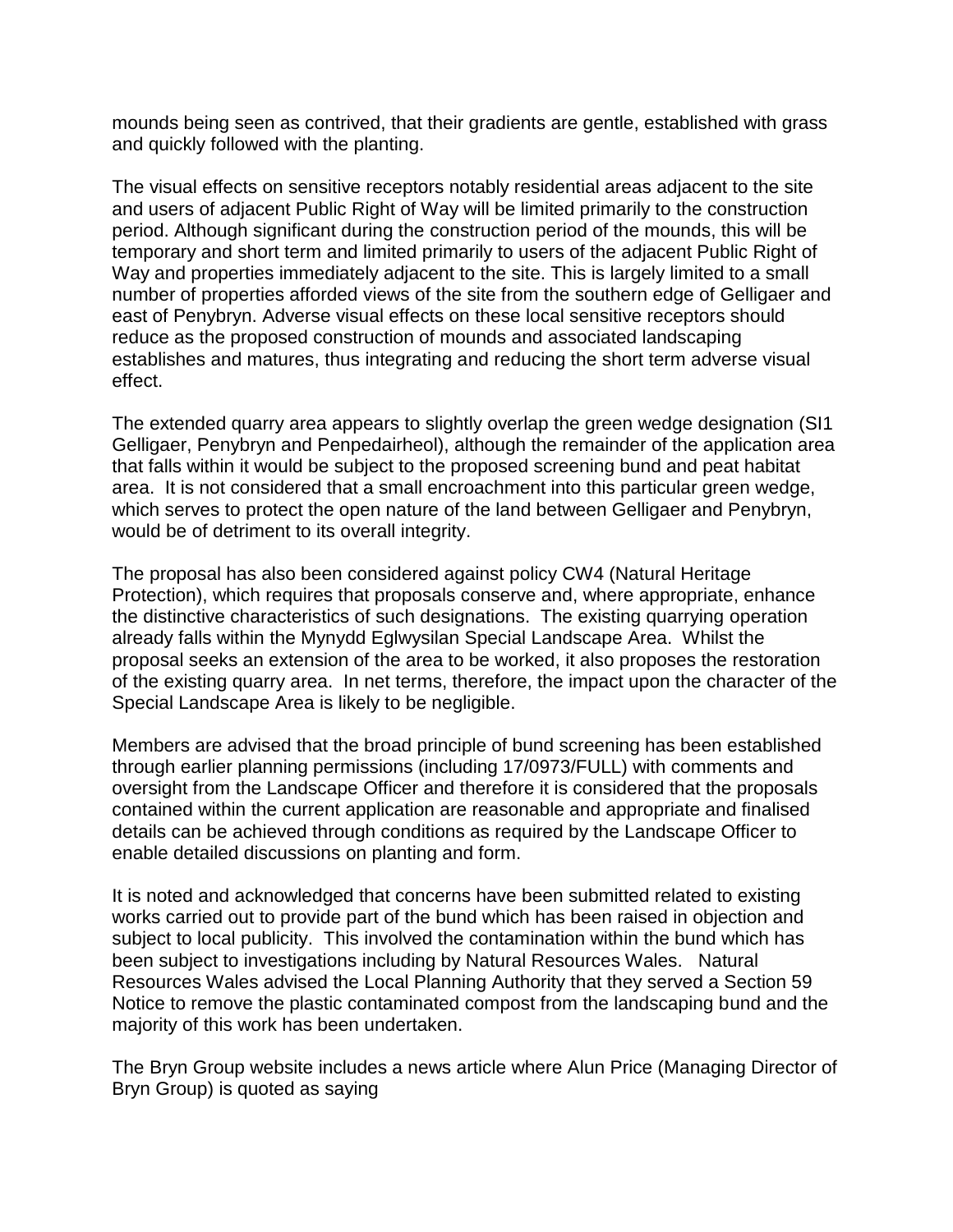mounds being seen as contrived, that their gradients are gentle, established with grass and quickly followed with the planting.

The visual effects on sensitive receptors notably residential areas adjacent to the site and users of adjacent Public Right of Way will be limited primarily to the construction period. Although significant during the construction period of the mounds, this will be temporary and short term and limited primarily to users of the adjacent Public Right of Way and properties immediately adjacent to the site. This is largely limited to a small number of properties afforded views of the site from the southern edge of Gelligaer and east of Penybryn. Adverse visual effects on these local sensitive receptors should reduce as the proposed construction of mounds and associated landscaping establishes and matures, thus integrating and reducing the short term adverse visual effect.

The extended quarry area appears to slightly overlap the green wedge designation (SI1 Gelligaer, Penybryn and Penpedairheol), although the remainder of the application area that falls within it would be subject to the proposed screening bund and peat habitat area. It is not considered that a small encroachment into this particular green wedge, which serves to protect the open nature of the land between Gelligaer and Penybryn, would be of detriment to its overall integrity.

The proposal has also been considered against policy CW4 (Natural Heritage Protection), which requires that proposals conserve and, where appropriate, enhance the distinctive characteristics of such designations. The existing quarrying operation already falls within the Mynydd Eglwysilan Special Landscape Area. Whilst the proposal seeks an extension of the area to be worked, it also proposes the restoration of the existing quarry area. In net terms, therefore, the impact upon the character of the Special Landscape Area is likely to be negligible.

Members are advised that the broad principle of bund screening has been established through earlier planning permissions (including 17/0973/FULL) with comments and oversight from the Landscape Officer and therefore it is considered that the proposals contained within the current application are reasonable and appropriate and finalised details can be achieved through conditions as required by the Landscape Officer to enable detailed discussions on planting and form.

It is noted and acknowledged that concerns have been submitted related to existing works carried out to provide part of the bund which has been raised in objection and subject to local publicity. This involved the contamination within the bund which has been subject to investigations including by Natural Resources Wales. Natural Resources Wales advised the Local Planning Authority that they served a Section 59 Notice to remove the plastic contaminated compost from the landscaping bund and the majority of this work has been undertaken.

The Bryn Group website includes a news article where Alun Price (Managing Director of Bryn Group) is quoted as saying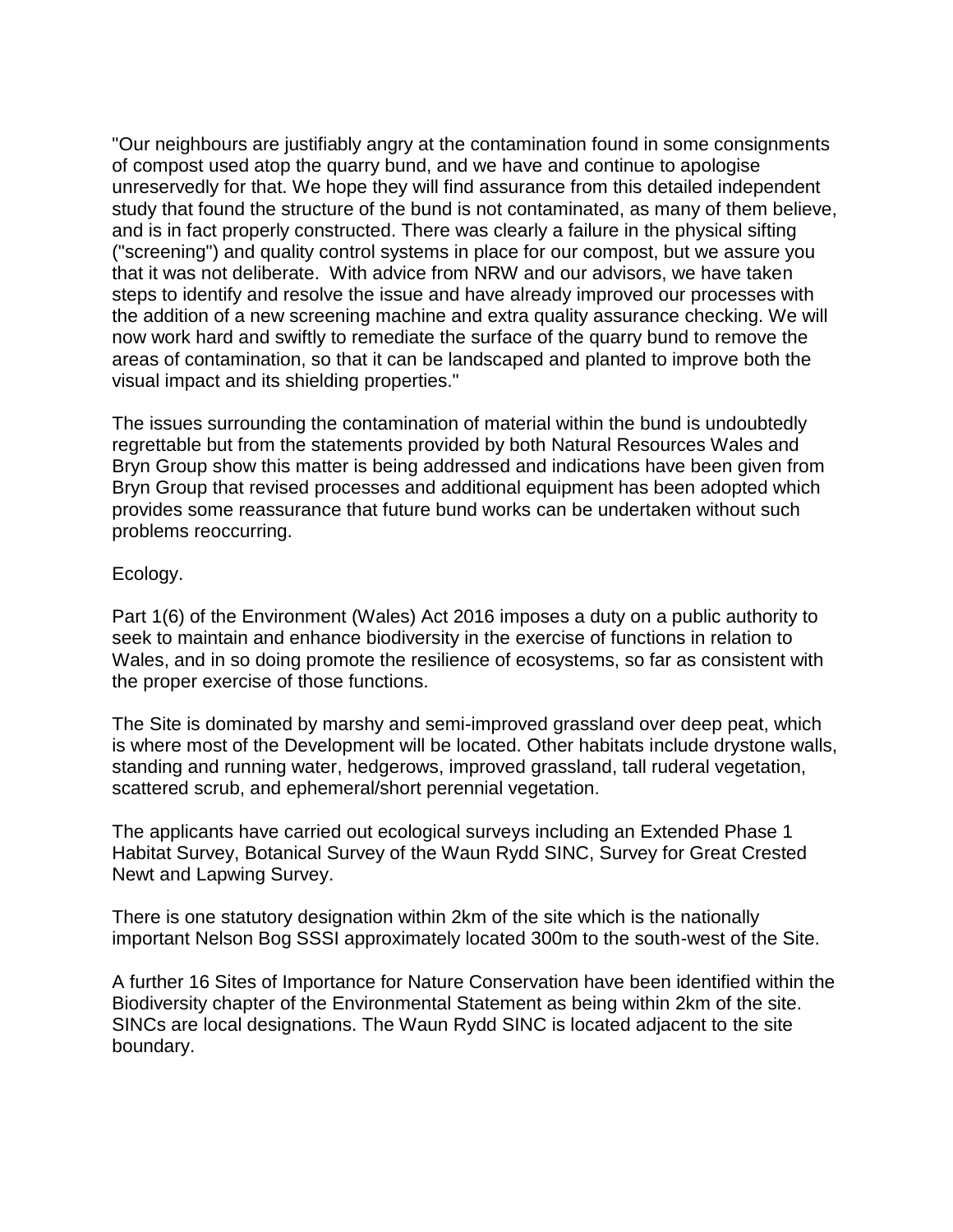"Our neighbours are justifiably angry at the contamination found in some consignments of compost used atop the quarry bund, and we have and continue to apologise unreservedly for that. We hope they will find assurance from this detailed independent study that found the structure of the bund is not contaminated, as many of them believe, and is in fact properly constructed. There was clearly a failure in the physical sifting ("screening") and quality control systems in place for our compost, but we assure you that it was not deliberate. With advice from NRW and our advisors, we have taken steps to identify and resolve the issue and have already improved our processes with the addition of a new screening machine and extra quality assurance checking. We will now work hard and swiftly to remediate the surface of the quarry bund to remove the areas of contamination, so that it can be landscaped and planted to improve both the visual impact and its shielding properties."

The issues surrounding the contamination of material within the bund is undoubtedly regrettable but from the statements provided by both Natural Resources Wales and Bryn Group show this matter is being addressed and indications have been given from Bryn Group that revised processes and additional equipment has been adopted which provides some reassurance that future bund works can be undertaken without such problems reoccurring.

Ecology.

Part 1(6) of the Environment (Wales) Act 2016 imposes a duty on a public authority to seek to maintain and enhance biodiversity in the exercise of functions in relation to Wales, and in so doing promote the resilience of ecosystems, so far as consistent with the proper exercise of those functions.

The Site is dominated by marshy and semi-improved grassland over deep peat, which is where most of the Development will be located. Other habitats include drystone walls, standing and running water, hedgerows, improved grassland, tall ruderal vegetation, scattered scrub, and ephemeral/short perennial vegetation.

The applicants have carried out ecological surveys including an Extended Phase 1 Habitat Survey, Botanical Survey of the Waun Rydd SINC, Survey for Great Crested Newt and Lapwing Survey.

There is one statutory designation within 2km of the site which is the nationally important Nelson Bog SSSI approximately located 300m to the south-west of the Site.

A further 16 Sites of Importance for Nature Conservation have been identified within the Biodiversity chapter of the Environmental Statement as being within 2km of the site. SINCs are local designations. The Waun Rydd SINC is located adjacent to the site boundary.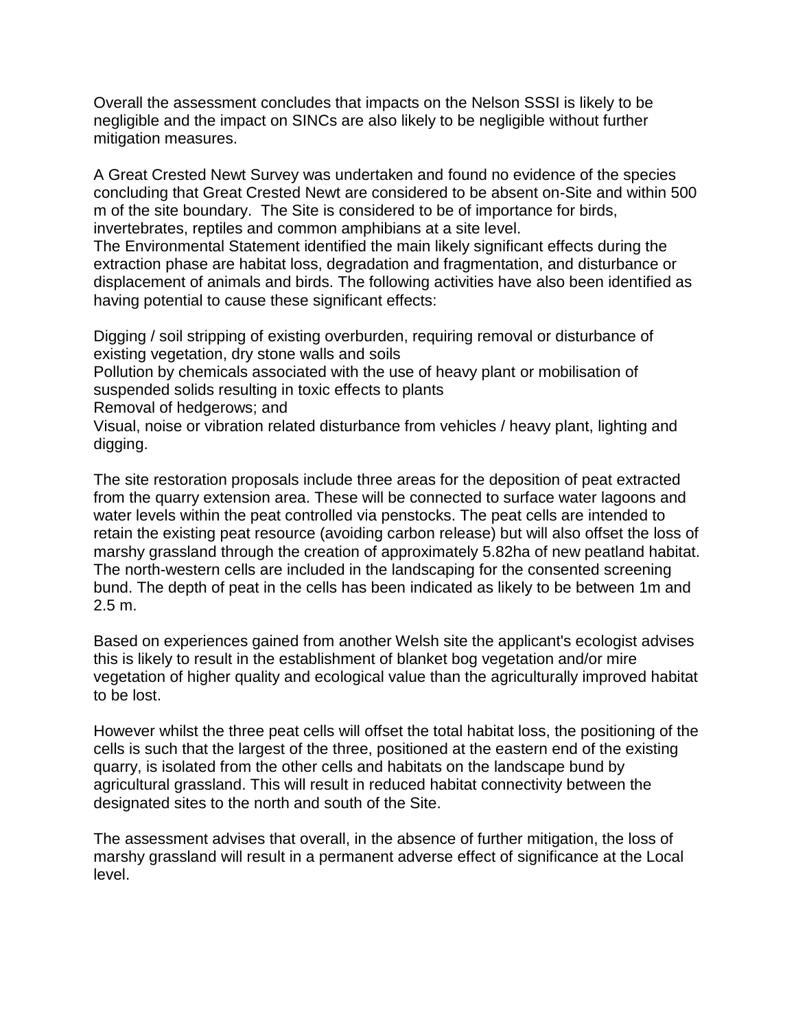Overall the assessment concludes that impacts on the Nelson SSSI is likely to be negligible and the impact on SINCs are also likely to be negligible without further mitigation measures.

A Great Crested Newt Survey was undertaken and found no evidence of the species concluding that Great Crested Newt are considered to be absent on-Site and within 500 m of the site boundary. The Site is considered to be of importance for birds, invertebrates, reptiles and common amphibians at a site level.
The Environmental Statement identified the main likely significant effects during the extraction phase are habitat loss, degradation and fragmentation, and disturbance or displacement of animals and birds. The following activities have also been identified as having potential to cause these significant effects:

Digging / soil stripping of existing overburden, requiring removal or disturbance of existing vegetation, dry stone walls and soils
Pollution by chemicals associated with the use of heavy plant or mobilisation of suspended solids resulting in toxic effects to plants
Removal of hedgerows; and
Visual, noise or vibration related disturbance from vehicles / heavy plant, lighting and digging.

The site restoration proposals include three areas for the deposition of peat extracted from the quarry extension area. These will be connected to surface water lagoons and water levels within the peat controlled via penstocks. The peat cells are intended to retain the existing peat resource (avoiding carbon release) but will also offset the loss of marshy grassland through the creation of approximately 5.82ha of new peatland habitat. The north-western cells are included in the landscaping for the consented screening bund. The depth of peat in the cells has been indicated as likely to be between 1m and 2.5 m.

Based on experiences gained from another Welsh site the applicant's ecologist advises this is likely to result in the establishment of blanket bog vegetation and/or mire vegetation of higher quality and ecological value than the agriculturally improved habitat to be lost.

However whilst the three peat cells will offset the total habitat loss, the positioning of the cells is such that the largest of the three, positioned at the eastern end of the existing quarry, is isolated from the other cells and habitats on the landscape bund by agricultural grassland. This will result in reduced habitat connectivity between the designated sites to the north and south of the Site.

The assessment advises that overall, in the absence of further mitigation, the loss of marshy grassland will result in a permanent adverse effect of significance at the Local level.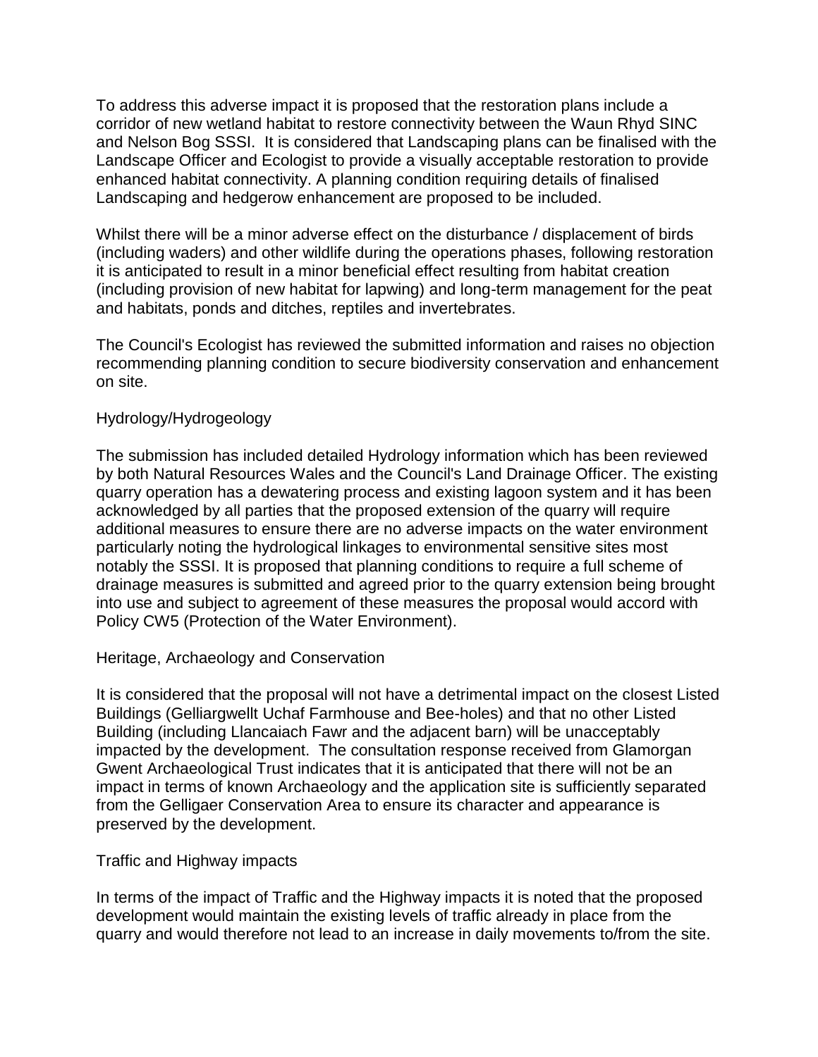To address this adverse impact it is proposed that the restoration plans include a corridor of new wetland habitat to restore connectivity between the Waun Rhyd SINC and Nelson Bog SSSI. It is considered that Landscaping plans can be finalised with the Landscape Officer and Ecologist to provide a visually acceptable restoration to provide enhanced habitat connectivity. A planning condition requiring details of finalised Landscaping and hedgerow enhancement are proposed to be included.

Whilst there will be a minor adverse effect on the disturbance / displacement of birds (including waders) and other wildlife during the operations phases, following restoration it is anticipated to result in a minor beneficial effect resulting from habitat creation (including provision of new habitat for lapwing) and long-term management for the peat and habitats, ponds and ditches, reptiles and invertebrates.

The Council's Ecologist has reviewed the submitted information and raises no objection recommending planning condition to secure biodiversity conservation and enhancement on site.

Hydrology/Hydrogeology

The submission has included detailed Hydrology information which has been reviewed by both Natural Resources Wales and the Council's Land Drainage Officer. The existing quarry operation has a dewatering process and existing lagoon system and it has been acknowledged by all parties that the proposed extension of the quarry will require additional measures to ensure there are no adverse impacts on the water environment particularly noting the hydrological linkages to environmental sensitive sites most notably the SSSI. It is proposed that planning conditions to require a full scheme of drainage measures is submitted and agreed prior to the quarry extension being brought into use and subject to agreement of these measures the proposal would accord with Policy CW5 (Protection of the Water Environment).

Heritage, Archaeology and Conservation

It is considered that the proposal will not have a detrimental impact on the closest Listed Buildings (Gelliargwellt Uchaf Farmhouse and Bee-holes) and that no other Listed Building (including Llancaiach Fawr and the adjacent barn) will be unacceptably impacted by the development. The consultation response received from Glamorgan Gwent Archaeological Trust indicates that it is anticipated that there will not be an impact in terms of known Archaeology and the application site is sufficiently separated from the Gelligaer Conservation Area to ensure its character and appearance is preserved by the development.

Traffic and Highway impacts

In terms of the impact of Traffic and the Highway impacts it is noted that the proposed development would maintain the existing levels of traffic already in place from the quarry and would therefore not lead to an increase in daily movements to/from the site.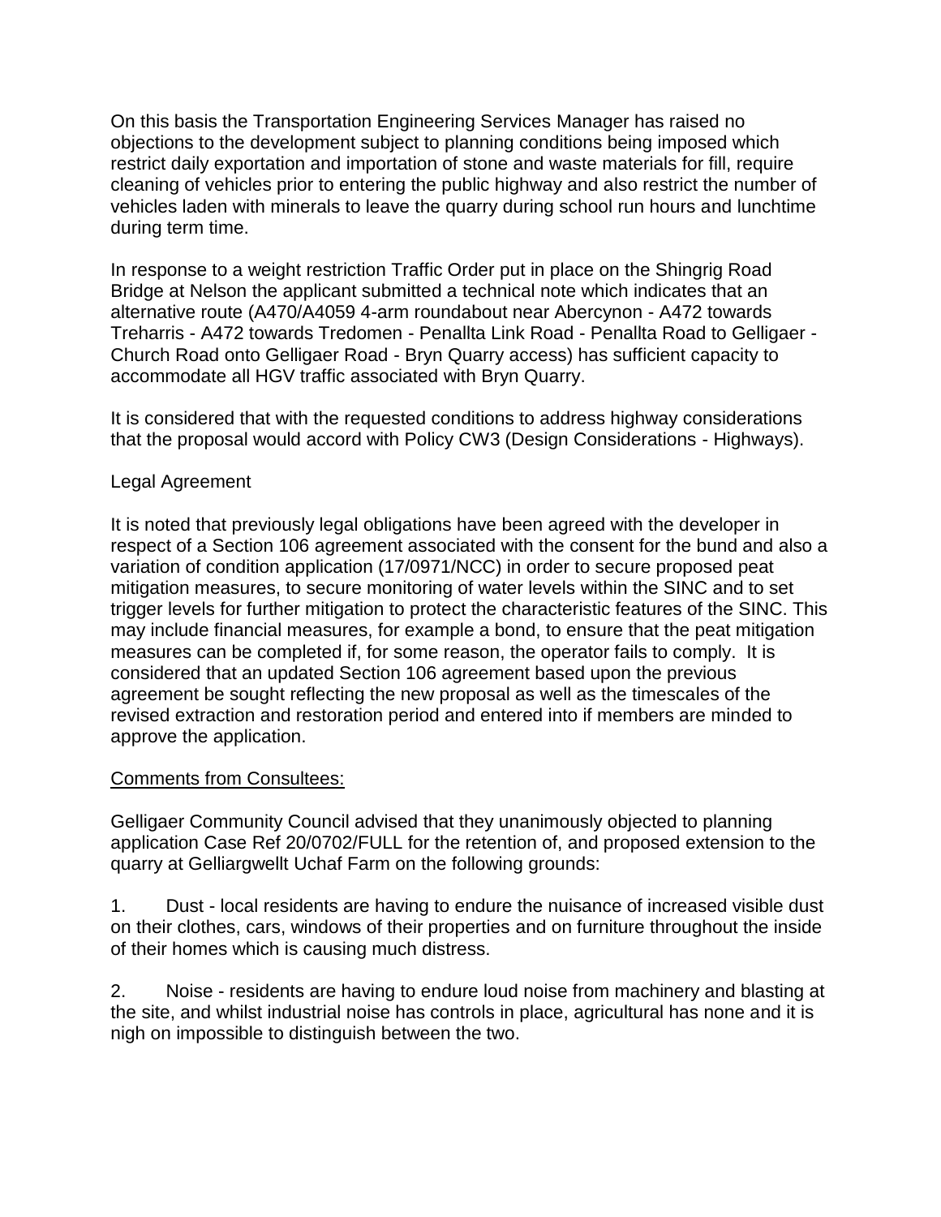On this basis the Transportation Engineering Services Manager has raised no objections to the development subject to planning conditions being imposed which restrict daily exportation and importation of stone and waste materials for fill, require cleaning of vehicles prior to entering the public highway and also restrict the number of vehicles laden with minerals to leave the quarry during school run hours and lunchtime during term time.

In response to a weight restriction Traffic Order put in place on the Shingrig Road Bridge at Nelson the applicant submitted a technical note which indicates that an alternative route (A470/A4059 4-arm roundabout near Abercynon - A472 towards Treharris - A472 towards Tredomen - Penallta Link Road - Penallta Road to Gelligaer - Church Road onto Gelligaer Road - Bryn Quarry access) has sufficient capacity to accommodate all HGV traffic associated with Bryn Quarry.

It is considered that with the requested conditions to address highway considerations that the proposal would accord with Policy CW3 (Design Considerations - Highways).

Legal Agreement

It is noted that previously legal obligations have been agreed with the developer in respect of a Section 106 agreement associated with the consent for the bund and also a variation of condition application (17/0971/NCC) in order to secure proposed peat mitigation measures, to secure monitoring of water levels within the SINC and to set trigger levels for further mitigation to protect the characteristic features of the SINC. This may include financial measures, for example a bond, to ensure that the peat mitigation measures can be completed if, for some reason, the operator fails to comply. It is considered that an updated Section 106 agreement based upon the previous agreement be sought reflecting the new proposal as well as the timescales of the revised extraction and restoration period and entered into if members are minded to approve the application.

<u>Comments from Consultees:</u>

Gelligaer Community Council advised that they unanimously objected to planning application Case Ref 20/0702/FULL for the retention of, and proposed extension to the quarry at Gelliargwellt Uchaf Farm on the following grounds:

1. Dust - local residents are having to endure the nuisance of increased visible dust on their clothes, cars, windows of their properties and on furniture throughout the inside of their homes which is causing much distress.

2. Noise - residents are having to endure loud noise from machinery and blasting at the site, and whilst industrial noise has controls in place, agricultural has none and it is nigh on impossible to distinguish between the two.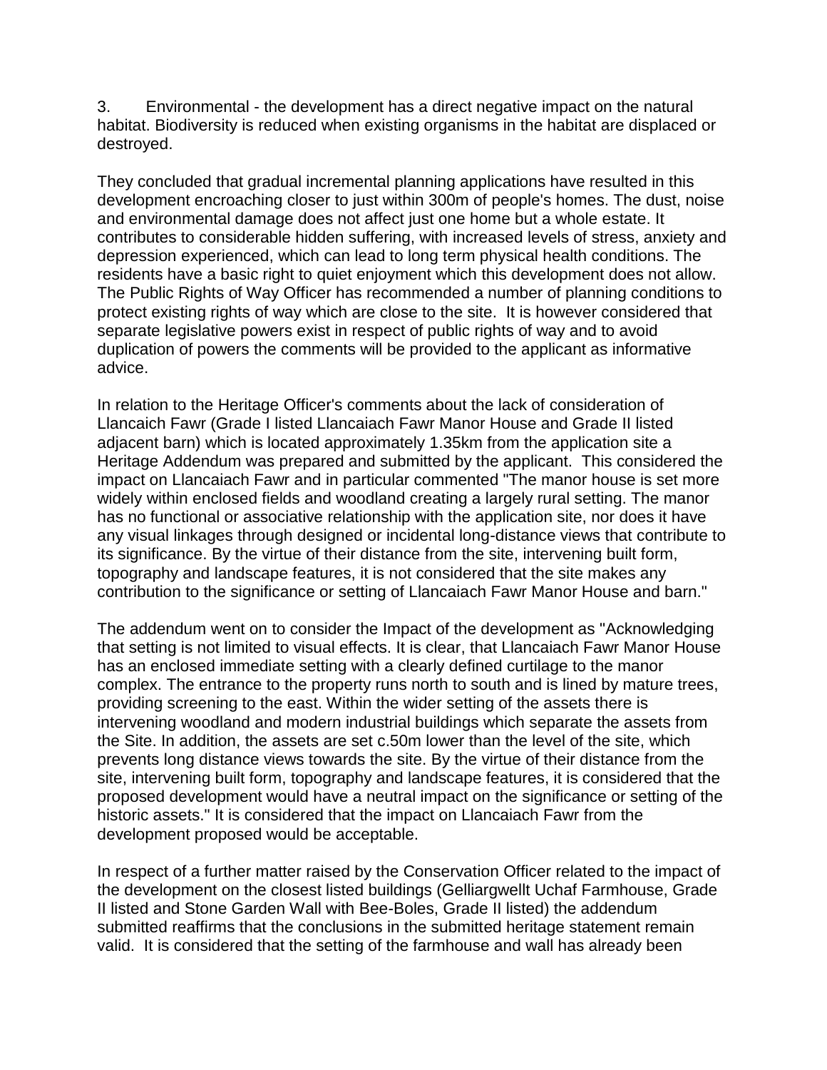3. Environmental - the development has a direct negative impact on the natural habitat. Biodiversity is reduced when existing organisms in the habitat are displaced or destroyed.

They concluded that gradual incremental planning applications have resulted in this development encroaching closer to just within 300m of people's homes. The dust, noise and environmental damage does not affect just one home but a whole estate. It contributes to considerable hidden suffering, with increased levels of stress, anxiety and depression experienced, which can lead to long term physical health conditions. The residents have a basic right to quiet enjoyment which this development does not allow. The Public Rights of Way Officer has recommended a number of planning conditions to protect existing rights of way which are close to the site. It is however considered that separate legislative powers exist in respect of public rights of way and to avoid duplication of powers the comments will be provided to the applicant as informative advice.

In relation to the Heritage Officer's comments about the lack of consideration of Llancaich Fawr (Grade I listed Llancaiach Fawr Manor House and Grade II listed adjacent barn) which is located approximately 1.35km from the application site a Heritage Addendum was prepared and submitted by the applicant. This considered the impact on Llancaiach Fawr and in particular commented "The manor house is set more widely within enclosed fields and woodland creating a largely rural setting. The manor has no functional or associative relationship with the application site, nor does it have any visual linkages through designed or incidental long-distance views that contribute to its significance. By the virtue of their distance from the site, intervening built form, topography and landscape features, it is not considered that the site makes any contribution to the significance or setting of Llancaiach Fawr Manor House and barn."

The addendum went on to consider the Impact of the development as "Acknowledging that setting is not limited to visual effects. It is clear, that Llancaiach Fawr Manor House has an enclosed immediate setting with a clearly defined curtilage to the manor complex. The entrance to the property runs north to south and is lined by mature trees, providing screening to the east. Within the wider setting of the assets there is intervening woodland and modern industrial buildings which separate the assets from the Site. In addition, the assets are set c.50m lower than the level of the site, which prevents long distance views towards the site. By the virtue of their distance from the site, intervening built form, topography and landscape features, it is considered that the proposed development would have a neutral impact on the significance or setting of the historic assets." It is considered that the impact on Llancaiach Fawr from the development proposed would be acceptable.

In respect of a further matter raised by the Conservation Officer related to the impact of the development on the closest listed buildings (Gelliargwellt Uchaf Farmhouse, Grade II listed and Stone Garden Wall with Bee-Boles, Grade II listed) the addendum submitted reaffirms that the conclusions in the submitted heritage statement remain valid. It is considered that the setting of the farmhouse and wall has already been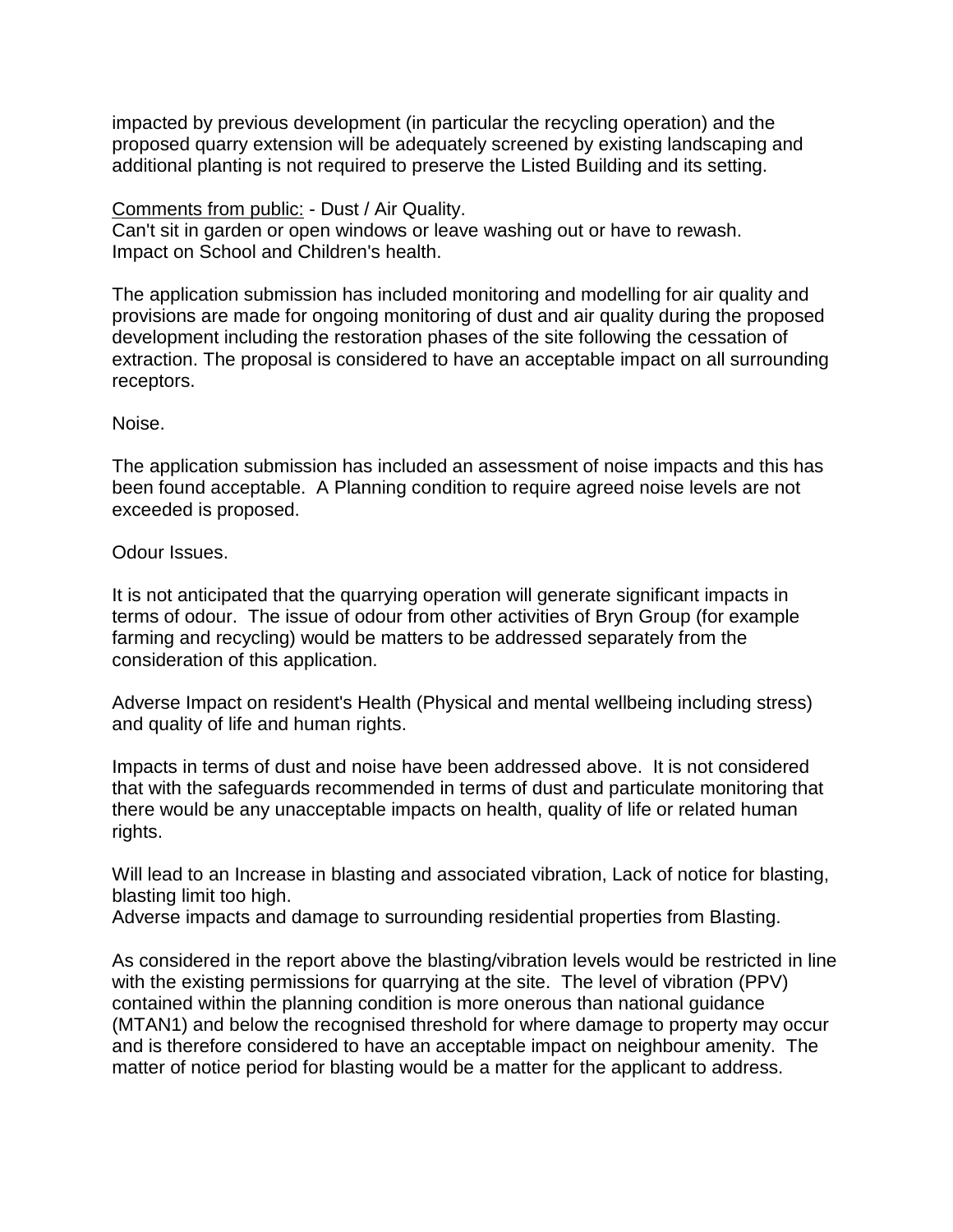impacted by previous development (in particular the recycling operation) and the proposed quarry extension will be adequately screened by existing landscaping and additional planting is not required to preserve the Listed Building and its setting.

<u>Comments from public:</u> - Dust / Air Quality.
Can't sit in garden or open windows or leave washing out or have to rewash.
Impact on School and Children's health.

The application submission has included monitoring and modelling for air quality and provisions are made for ongoing monitoring of dust and air quality during the proposed development including the restoration phases of the site following the cessation of extraction. The proposal is considered to have an acceptable impact on all surrounding receptors.

Noise.

The application submission has included an assessment of noise impacts and this has been found acceptable. A Planning condition to require agreed noise levels are not exceeded is proposed.

Odour Issues.

It is not anticipated that the quarrying operation will generate significant impacts in terms of odour. The issue of odour from other activities of Bryn Group (for example farming and recycling) would be matters to be addressed separately from the consideration of this application.

Adverse Impact on resident's Health (Physical and mental wellbeing including stress) and quality of life and human rights.

Impacts in terms of dust and noise have been addressed above. It is not considered that with the safeguards recommended in terms of dust and particulate monitoring that there would be any unacceptable impacts on health, quality of life or related human rights.

Will lead to an Increase in blasting and associated vibration, Lack of notice for blasting, blasting limit too high.
Adverse impacts and damage to surrounding residential properties from Blasting.

As considered in the report above the blasting/vibration levels would be restricted in line with the existing permissions for quarrying at the site. The level of vibration (PPV) contained within the planning condition is more onerous than national guidance (MTAN1) and below the recognised threshold for where damage to property may occur and is therefore considered to have an acceptable impact on neighbour amenity. The matter of notice period for blasting would be a matter for the applicant to address.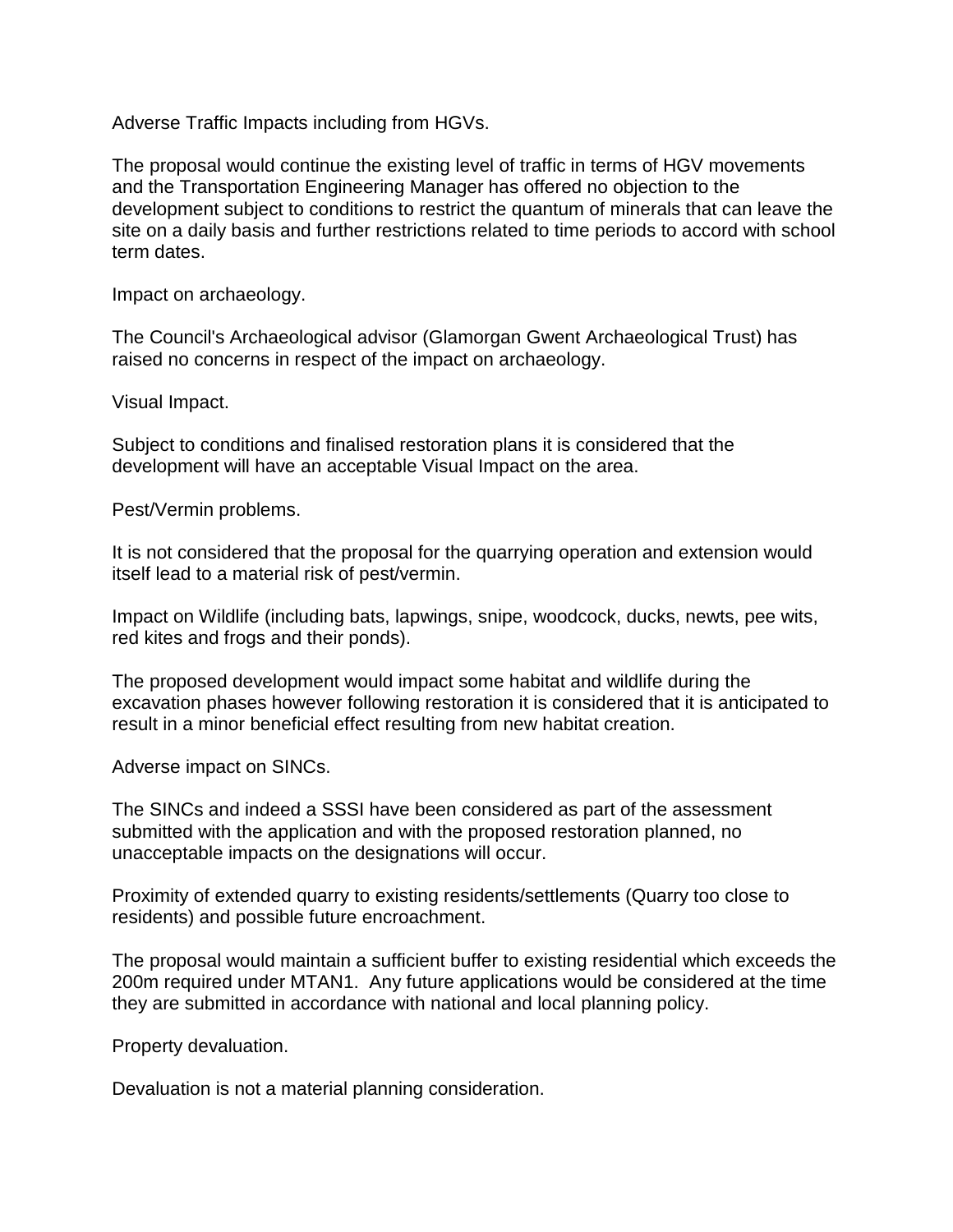Adverse Traffic Impacts including from HGVs.

The proposal would continue the existing level of traffic in terms of HGV movements and the Transportation Engineering Manager has offered no objection to the development subject to conditions to restrict the quantum of minerals that can leave the site on a daily basis and further restrictions related to time periods to accord with school term dates.

Impact on archaeology.

The Council's Archaeological advisor (Glamorgan Gwent Archaeological Trust) has raised no concerns in respect of the impact on archaeology.

Visual Impact.

Subject to conditions and finalised restoration plans it is considered that the development will have an acceptable Visual Impact on the area.

Pest/Vermin problems.

It is not considered that the proposal for the quarrying operation and extension would itself lead to a material risk of pest/vermin.

Impact on Wildlife (including bats, lapwings, snipe, woodcock, ducks, newts, pee wits, red kites and frogs and their ponds).

The proposed development would impact some habitat and wildlife during the excavation phases however following restoration it is considered that it is anticipated to result in a minor beneficial effect resulting from new habitat creation.

Adverse impact on SINCs.

The SINCs and indeed a SSSI have been considered as part of the assessment submitted with the application and with the proposed restoration planned, no unacceptable impacts on the designations will occur.

Proximity of extended quarry to existing residents/settlements (Quarry too close to residents) and possible future encroachment.

The proposal would maintain a sufficient buffer to existing residential which exceeds the 200m required under MTAN1. Any future applications would be considered at the time they are submitted in accordance with national and local planning policy.

Property devaluation.

Devaluation is not a material planning consideration.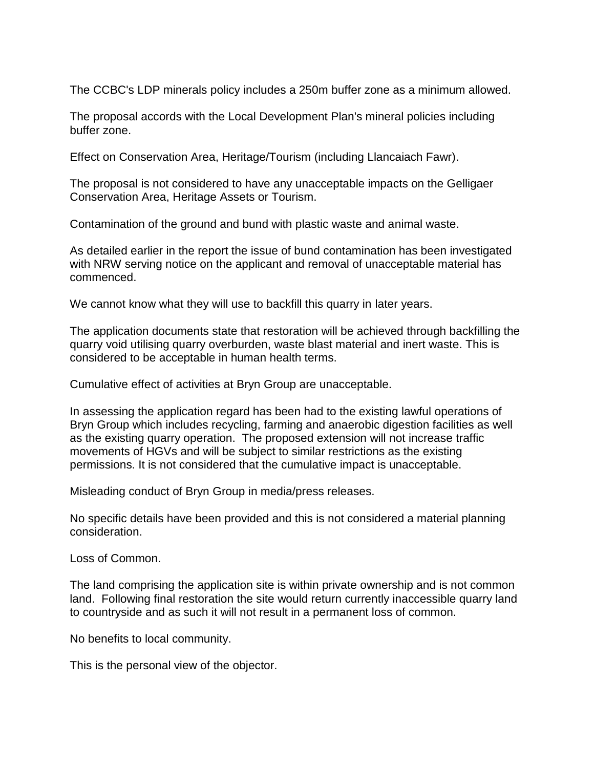The CCBC's LDP minerals policy includes a 250m buffer zone as a minimum allowed.

The proposal accords with the Local Development Plan's mineral policies including buffer zone.

Effect on Conservation Area, Heritage/Tourism (including Llancaiach Fawr).

The proposal is not considered to have any unacceptable impacts on the Gelligaer Conservation Area, Heritage Assets or Tourism.

Contamination of the ground and bund with plastic waste and animal waste.

As detailed earlier in the report the issue of bund contamination has been investigated with NRW serving notice on the applicant and removal of unacceptable material has commenced.

We cannot know what they will use to backfill this quarry in later years.

The application documents state that restoration will be achieved through backfilling the quarry void utilising quarry overburden, waste blast material and inert waste. This is considered to be acceptable in human health terms.

Cumulative effect of activities at Bryn Group are unacceptable.

In assessing the application regard has been had to the existing lawful operations of Bryn Group which includes recycling, farming and anaerobic digestion facilities as well as the existing quarry operation. The proposed extension will not increase traffic movements of HGVs and will be subject to similar restrictions as the existing permissions. It is not considered that the cumulative impact is unacceptable.

Misleading conduct of Bryn Group in media/press releases.

No specific details have been provided and this is not considered a material planning consideration.

Loss of Common.

The land comprising the application site is within private ownership and is not common land. Following final restoration the site would return currently inaccessible quarry land to countryside and as such it will not result in a permanent loss of common.

No benefits to local community.

This is the personal view of the objector.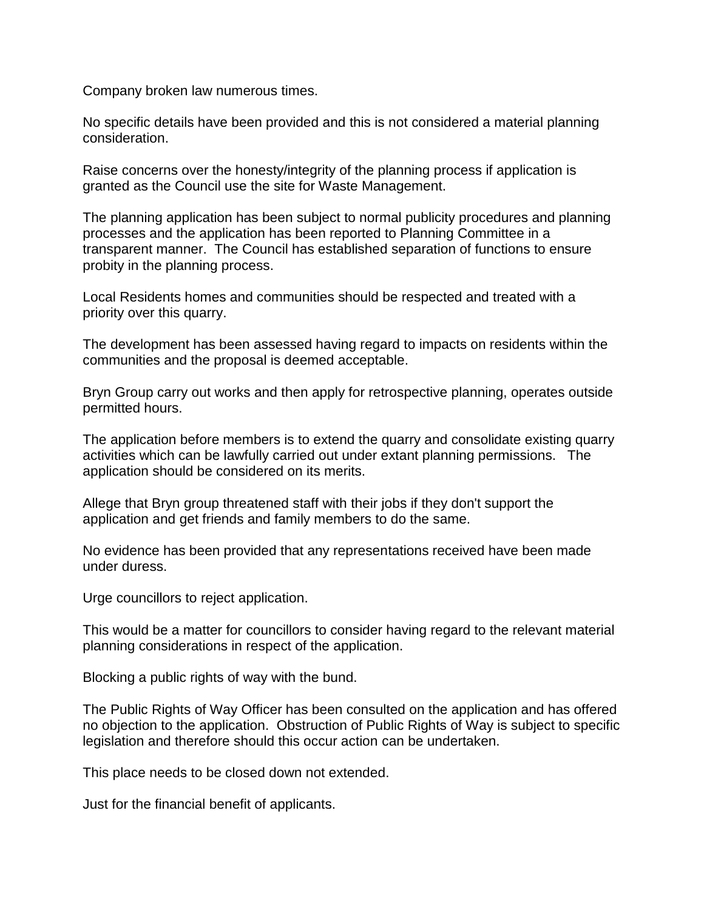Company broken law numerous times.

No specific details have been provided and this is not considered a material planning consideration.

Raise concerns over the honesty/integrity of the planning process if application is granted as the Council use the site for Waste Management.

The planning application has been subject to normal publicity procedures and planning processes and the application has been reported to Planning Committee in a transparent manner. The Council has established separation of functions to ensure probity in the planning process.

Local Residents homes and communities should be respected and treated with a priority over this quarry.

The development has been assessed having regard to impacts on residents within the communities and the proposal is deemed acceptable.

Bryn Group carry out works and then apply for retrospective planning, operates outside permitted hours.

The application before members is to extend the quarry and consolidate existing quarry activities which can be lawfully carried out under extant planning permissions. The application should be considered on its merits.

Allege that Bryn group threatened staff with their jobs if they don't support the application and get friends and family members to do the same.

No evidence has been provided that any representations received have been made under duress.

Urge councillors to reject application.

This would be a matter for councillors to consider having regard to the relevant material planning considerations in respect of the application.

Blocking a public rights of way with the bund.

The Public Rights of Way Officer has been consulted on the application and has offered no objection to the application. Obstruction of Public Rights of Way is subject to specific legislation and therefore should this occur action can be undertaken.

This place needs to be closed down not extended.

Just for the financial benefit of applicants.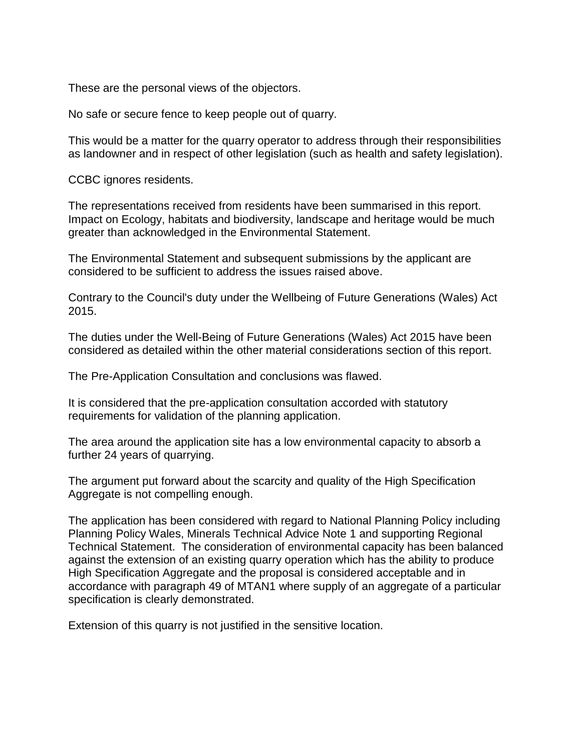These are the personal views of the objectors.

No safe or secure fence to keep people out of quarry.

This would be a matter for the quarry operator to address through their responsibilities as landowner and in respect of other legislation (such as health and safety legislation).

CCBC ignores residents.

The representations received from residents have been summarised in this report. Impact on Ecology, habitats and biodiversity, landscape and heritage would be much greater than acknowledged in the Environmental Statement.

The Environmental Statement and subsequent submissions by the applicant are considered to be sufficient to address the issues raised above.

Contrary to the Council's duty under the Wellbeing of Future Generations (Wales) Act 2015.

The duties under the Well-Being of Future Generations (Wales) Act 2015 have been considered as detailed within the other material considerations section of this report.

The Pre-Application Consultation and conclusions was flawed.

It is considered that the pre-application consultation accorded with statutory requirements for validation of the planning application.

The area around the application site has a low environmental capacity to absorb a further 24 years of quarrying.

The argument put forward about the scarcity and quality of the High Specification Aggregate is not compelling enough.

The application has been considered with regard to National Planning Policy including Planning Policy Wales, Minerals Technical Advice Note 1 and supporting Regional Technical Statement. The consideration of environmental capacity has been balanced against the extension of an existing quarry operation which has the ability to produce High Specification Aggregate and the proposal is considered acceptable and in accordance with paragraph 49 of MTAN1 where supply of an aggregate of a particular specification is clearly demonstrated.

Extension of this quarry is not justified in the sensitive location.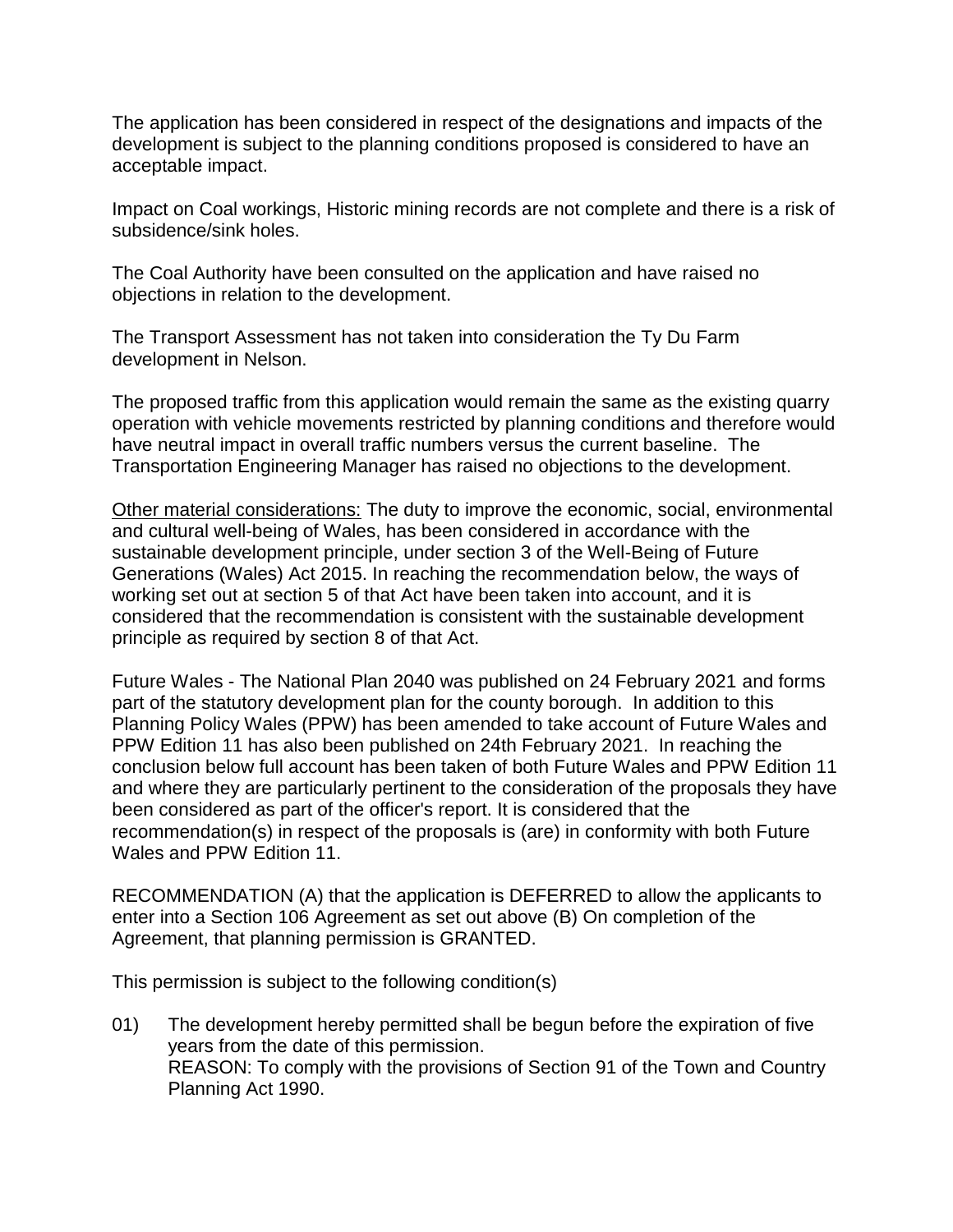The application has been considered in respect of the designations and impacts of the development is subject to the planning conditions proposed is considered to have an acceptable impact.

Impact on Coal workings, Historic mining records are not complete and there is a risk of subsidence/sink holes.

The Coal Authority have been consulted on the application and have raised no objections in relation to the development.

The Transport Assessment has not taken into consideration the Ty Du Farm development in Nelson.

The proposed traffic from this application would remain the same as the existing quarry operation with vehicle movements restricted by planning conditions and therefore would have neutral impact in overall traffic numbers versus the current baseline. The Transportation Engineering Manager has raised no objections to the development.

Other material considerations: The duty to improve the economic, social, environmental and cultural well-being of Wales, has been considered in accordance with the sustainable development principle, under section 3 of the Well-Being of Future Generations (Wales) Act 2015. In reaching the recommendation below, the ways of working set out at section 5 of that Act have been taken into account, and it is considered that the recommendation is consistent with the sustainable development principle as required by section 8 of that Act.

Future Wales - The National Plan 2040 was published on 24 February 2021 and forms part of the statutory development plan for the county borough. In addition to this Planning Policy Wales (PPW) has been amended to take account of Future Wales and PPW Edition 11 has also been published on 24th February 2021. In reaching the conclusion below full account has been taken of both Future Wales and PPW Edition 11 and where they are particularly pertinent to the consideration of the proposals they have been considered as part of the officer's report. It is considered that the recommendation(s) in respect of the proposals is (are) in conformity with both Future Wales and PPW Edition 11.

RECOMMENDATION (A) that the application is DEFERRED to allow the applicants to enter into a Section 106 Agreement as set out above (B) On completion of the Agreement, that planning permission is GRANTED.

This permission is subject to the following condition(s)

01) The development hereby permitted shall be begun before the expiration of five years from the date of this permission.
REASON: To comply with the provisions of Section 91 of the Town and Country Planning Act 1990.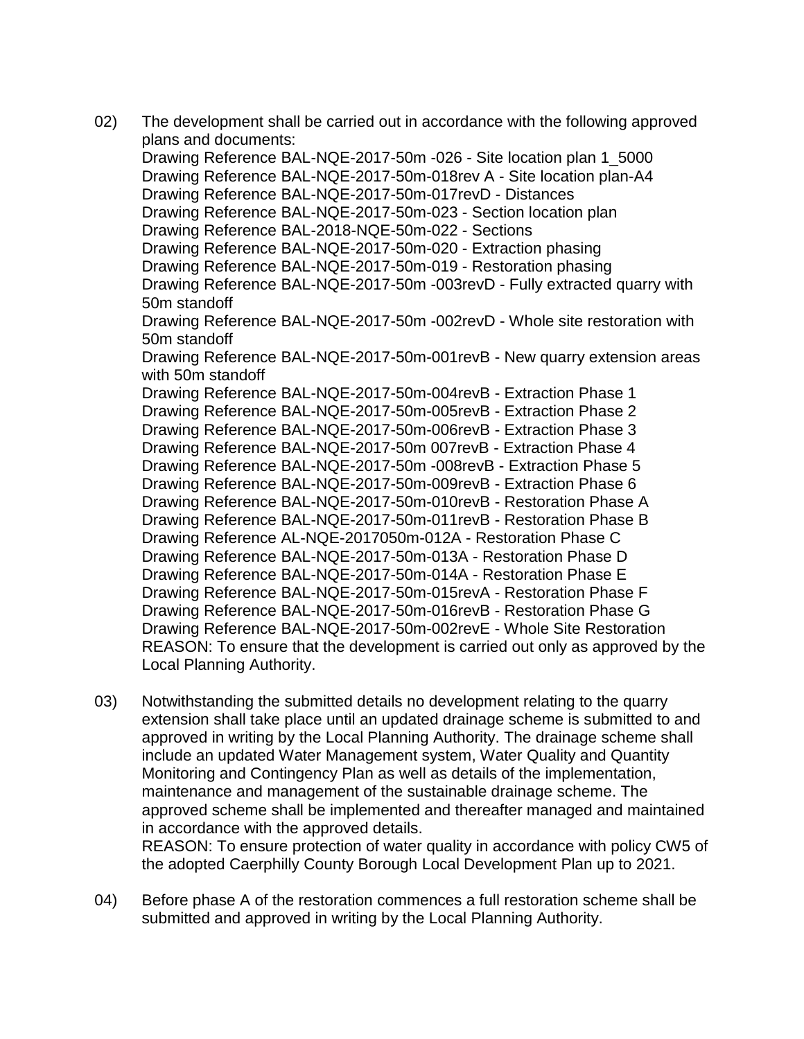02) The development shall be carried out in accordance with the following approved plans and documents:
Drawing Reference BAL-NQE-2017-50m -026 - Site location plan 1_5000
Drawing Reference BAL-NQE-2017-50m-018rev A - Site location plan-A4
Drawing Reference BAL-NQE-2017-50m-017revD - Distances
Drawing Reference BAL-NQE-2017-50m-023 - Section location plan
Drawing Reference BAL-2018-NQE-50m-022 - Sections
Drawing Reference BAL-NQE-2017-50m-020 - Extraction phasing
Drawing Reference BAL-NQE-2017-50m-019 - Restoration phasing
Drawing Reference BAL-NQE-2017-50m -003revD - Fully extracted quarry with 50m standoff
Drawing Reference BAL-NQE-2017-50m -002revD - Whole site restoration with 50m standoff
Drawing Reference BAL-NQE-2017-50m-001revB - New quarry extension areas with 50m standoff
Drawing Reference BAL-NQE-2017-50m-004revB - Extraction Phase 1
Drawing Reference BAL-NQE-2017-50m-005revB - Extraction Phase 2
Drawing Reference BAL-NQE-2017-50m-006revB - Extraction Phase 3
Drawing Reference BAL-NQE-2017-50m 007revB - Extraction Phase 4
Drawing Reference BAL-NQE-2017-50m -008revB - Extraction Phase 5
Drawing Reference BAL-NQE-2017-50m-009revB - Extraction Phase 6
Drawing Reference BAL-NQE-2017-50m-010revB - Restoration Phase A
Drawing Reference BAL-NQE-2017-50m-011revB - Restoration Phase B
Drawing Reference AL-NQE-2017050m-012A - Restoration Phase C
Drawing Reference BAL-NQE-2017-50m-013A - Restoration Phase D
Drawing Reference BAL-NQE-2017-50m-014A - Restoration Phase E
Drawing Reference BAL-NQE-2017-50m-015revA - Restoration Phase F
Drawing Reference BAL-NQE-2017-50m-016revB - Restoration Phase G
Drawing Reference BAL-NQE-2017-50m-002revE - Whole Site Restoration
REASON: To ensure that the development is carried out only as approved by the Local Planning Authority.

03) Notwithstanding the submitted details no development relating to the quarry extension shall take place until an updated drainage scheme is submitted to and approved in writing by the Local Planning Authority. The drainage scheme shall include an updated Water Management system, Water Quality and Quantity Monitoring and Contingency Plan as well as details of the implementation, maintenance and management of the sustainable drainage scheme. The approved scheme shall be implemented and thereafter managed and maintained in accordance with the approved details.
REASON: To ensure protection of water quality in accordance with policy CW5 of the adopted Caerphilly County Borough Local Development Plan up to 2021.

04) Before phase A of the restoration commences a full restoration scheme shall be submitted and approved in writing by the Local Planning Authority.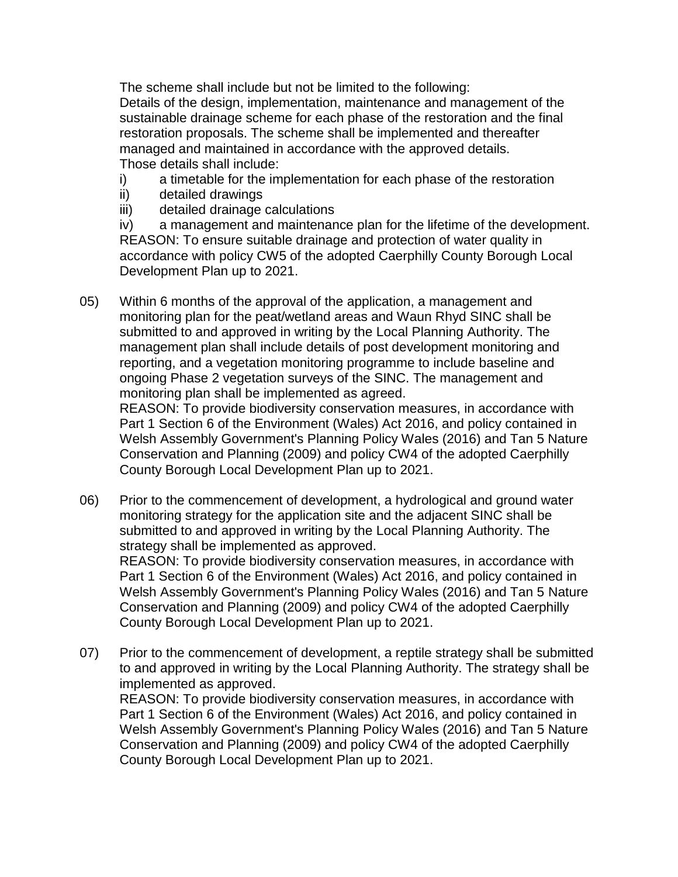The scheme shall include but not be limited to the following:
Details of the design, implementation, maintenance and management of the sustainable drainage scheme for each phase of the restoration and the final restoration proposals. The scheme shall be implemented and thereafter managed and maintained in accordance with the approved details.
Those details shall include:

i) a timetable for the implementation for each phase of the restoration
ii) detailed drawings
iii) detailed drainage calculations
iv) a management and maintenance plan for the lifetime of the development.

REASON: To ensure suitable drainage and protection of water quality in accordance with policy CW5 of the adopted Caerphilly County Borough Local Development Plan up to 2021.

05) Within 6 months of the approval of the application, a management and monitoring plan for the peat/wetland areas and Waun Rhyd SINC shall be submitted to and approved in writing by the Local Planning Authority. The management plan shall include details of post development monitoring and reporting, and a vegetation monitoring programme to include baseline and ongoing Phase 2 vegetation surveys of the SINC. The management and monitoring plan shall be implemented as agreed.
REASON: To provide biodiversity conservation measures, in accordance with Part 1 Section 6 of the Environment (Wales) Act 2016, and policy contained in Welsh Assembly Government's Planning Policy Wales (2016) and Tan 5 Nature Conservation and Planning (2009) and policy CW4 of the adopted Caerphilly County Borough Local Development Plan up to 2021.

06) Prior to the commencement of development, a hydrological and ground water monitoring strategy for the application site and the adjacent SINC shall be submitted to and approved in writing by the Local Planning Authority. The strategy shall be implemented as approved.
REASON: To provide biodiversity conservation measures, in accordance with Part 1 Section 6 of the Environment (Wales) Act 2016, and policy contained in Welsh Assembly Government's Planning Policy Wales (2016) and Tan 5 Nature Conservation and Planning (2009) and policy CW4 of the adopted Caerphilly County Borough Local Development Plan up to 2021.

07) Prior to the commencement of development, a reptile strategy shall be submitted to and approved in writing by the Local Planning Authority. The strategy shall be implemented as approved.
REASON: To provide biodiversity conservation measures, in accordance with Part 1 Section 6 of the Environment (Wales) Act 2016, and policy contained in Welsh Assembly Government's Planning Policy Wales (2016) and Tan 5 Nature Conservation and Planning (2009) and policy CW4 of the adopted Caerphilly County Borough Local Development Plan up to 2021.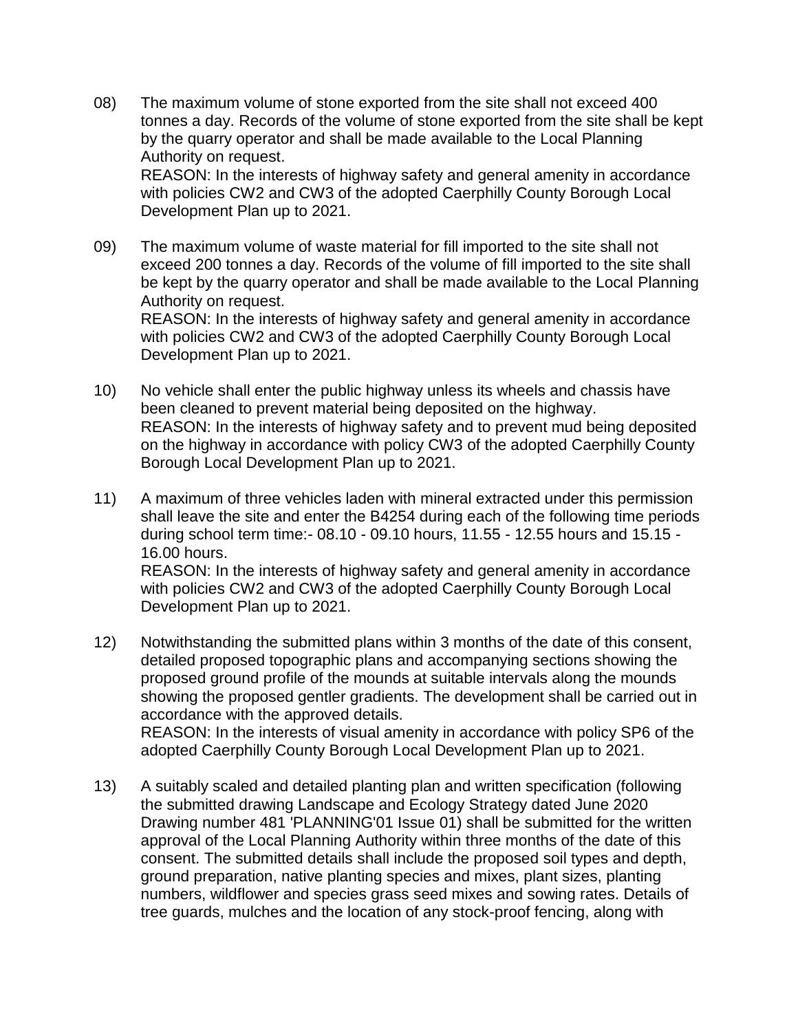08) The maximum volume of stone exported from the site shall not exceed 400 tonnes a day. Records of the volume of stone exported from the site shall be kept by the quarry operator and shall be made available to the Local Planning Authority on request.
REASON: In the interests of highway safety and general amenity in accordance with policies CW2 and CW3 of the adopted Caerphilly County Borough Local Development Plan up to 2021.

09) The maximum volume of waste material for fill imported to the site shall not exceed 200 tonnes a day. Records of the volume of fill imported to the site shall be kept by the quarry operator and shall be made available to the Local Planning Authority on request.
REASON: In the interests of highway safety and general amenity in accordance with policies CW2 and CW3 of the adopted Caerphilly County Borough Local Development Plan up to 2021.

10) No vehicle shall enter the public highway unless its wheels and chassis have been cleaned to prevent material being deposited on the highway.
REASON: In the interests of highway safety and to prevent mud being deposited on the highway in accordance with policy CW3 of the adopted Caerphilly County Borough Local Development Plan up to 2021.

11) A maximum of three vehicles laden with mineral extracted under this permission shall leave the site and enter the B4254 during each of the following time periods during school term time:- 08.10 - 09.10 hours, 11.55 - 12.55 hours and 15.15 - 16.00 hours.
REASON: In the interests of highway safety and general amenity in accordance with policies CW2 and CW3 of the adopted Caerphilly County Borough Local Development Plan up to 2021.

12) Notwithstanding the submitted plans within 3 months of the date of this consent, detailed proposed topographic plans and accompanying sections showing the proposed ground profile of the mounds at suitable intervals along the mounds showing the proposed gentler gradients. The development shall be carried out in accordance with the approved details.
REASON: In the interests of visual amenity in accordance with policy SP6 of the adopted Caerphilly County Borough Local Development Plan up to 2021.

13) A suitably scaled and detailed planting plan and written specification (following the submitted drawing Landscape and Ecology Strategy dated June 2020 Drawing number 481 'PLANNING'01 Issue 01) shall be submitted for the written approval of the Local Planning Authority within three months of the date of this consent. The submitted details shall include the proposed soil types and depth, ground preparation, native planting species and mixes, plant sizes, planting numbers, wildflower and species grass seed mixes and sowing rates. Details of tree guards, mulches and the location of any stock-proof fencing, along with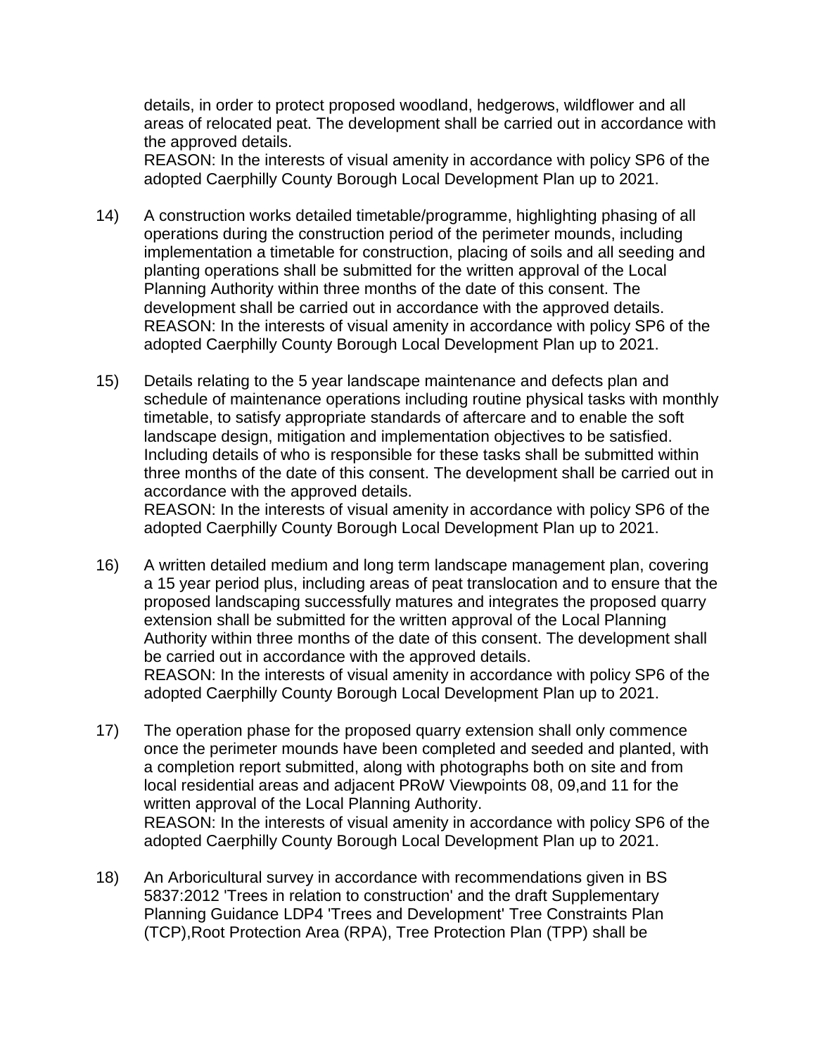details, in order to protect proposed woodland, hedgerows, wildflower and all areas of relocated peat. The development shall be carried out in accordance with the approved details.
REASON: In the interests of visual amenity in accordance with policy SP6 of the adopted Caerphilly County Borough Local Development Plan up to 2021.

14) A construction works detailed timetable/programme, highlighting phasing of all operations during the construction period of the perimeter mounds, including implementation a timetable for construction, placing of soils and all seeding and planting operations shall be submitted for the written approval of the Local Planning Authority within three months of the date of this consent. The development shall be carried out in accordance with the approved details.
REASON: In the interests of visual amenity in accordance with policy SP6 of the adopted Caerphilly County Borough Local Development Plan up to 2021.

15) Details relating to the 5 year landscape maintenance and defects plan and schedule of maintenance operations including routine physical tasks with monthly timetable, to satisfy appropriate standards of aftercare and to enable the soft landscape design, mitigation and implementation objectives to be satisfied. Including details of who is responsible for these tasks shall be submitted within three months of the date of this consent. The development shall be carried out in accordance with the approved details.
REASON: In the interests of visual amenity in accordance with policy SP6 of the adopted Caerphilly County Borough Local Development Plan up to 2021.

16) A written detailed medium and long term landscape management plan, covering a 15 year period plus, including areas of peat translocation and to ensure that the proposed landscaping successfully matures and integrates the proposed quarry extension shall be submitted for the written approval of the Local Planning Authority within three months of the date of this consent. The development shall be carried out in accordance with the approved details.
REASON: In the interests of visual amenity in accordance with policy SP6 of the adopted Caerphilly County Borough Local Development Plan up to 2021.

17) The operation phase for the proposed quarry extension shall only commence once the perimeter mounds have been completed and seeded and planted, with a completion report submitted, along with photographs both on site and from local residential areas and adjacent PRoW Viewpoints 08, 09,and 11 for the written approval of the Local Planning Authority.
REASON: In the interests of visual amenity in accordance with policy SP6 of the adopted Caerphilly County Borough Local Development Plan up to 2021.

18) An Arboricultural survey in accordance with recommendations given in BS 5837:2012 'Trees in relation to construction' and the draft Supplementary Planning Guidance LDP4 'Trees and Development' Tree Constraints Plan (TCP),Root Protection Area (RPA), Tree Protection Plan (TPP) shall be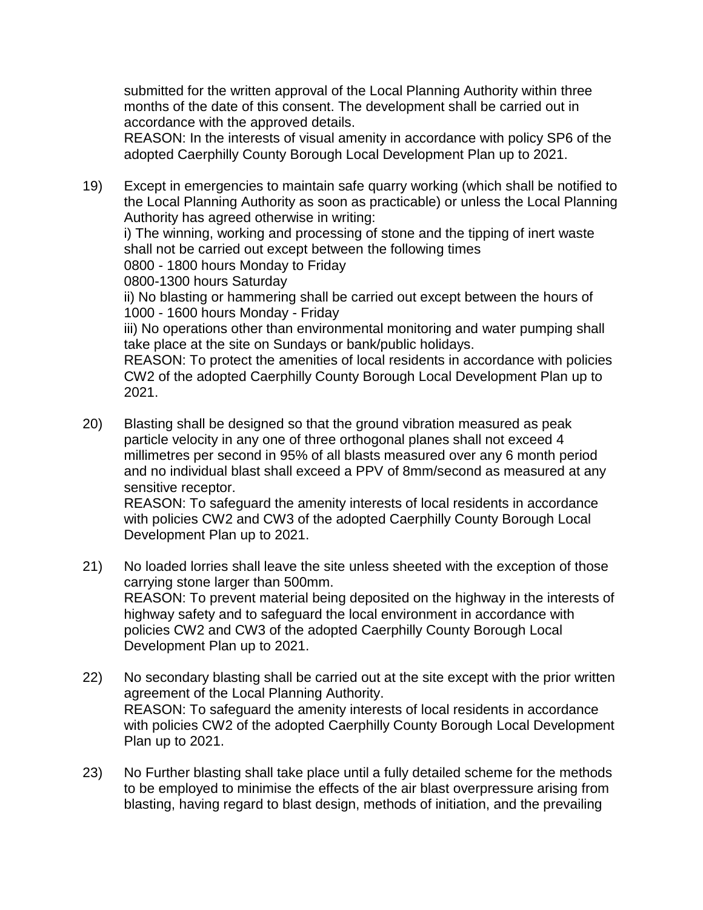submitted for the written approval of the Local Planning Authority within three months of the date of this consent. The development shall be carried out in accordance with the approved details.
REASON: In the interests of visual amenity in accordance with policy SP6 of the adopted Caerphilly County Borough Local Development Plan up to 2021.

19) Except in emergencies to maintain safe quarry working (which shall be notified to the Local Planning Authority as soon as practicable) or unless the Local Planning Authority has agreed otherwise in writing:
i) The winning, working and processing of stone and the tipping of inert waste shall not be carried out except between the following times
0800 - 1800 hours Monday to Friday
0800-1300 hours Saturday
ii) No blasting or hammering shall be carried out except between the hours of 1000 - 1600 hours Monday - Friday
iii) No operations other than environmental monitoring and water pumping shall take place at the site on Sundays or bank/public holidays.
REASON: To protect the amenities of local residents in accordance with policies CW2 of the adopted Caerphilly County Borough Local Development Plan up to 2021.

20) Blasting shall be designed so that the ground vibration measured as peak particle velocity in any one of three orthogonal planes shall not exceed 4 millimetres per second in 95% of all blasts measured over any 6 month period and no individual blast shall exceed a PPV of 8mm/second as measured at any sensitive receptor.
REASON: To safeguard the amenity interests of local residents in accordance with policies CW2 and CW3 of the adopted Caerphilly County Borough Local Development Plan up to 2021.

21) No loaded lorries shall leave the site unless sheeted with the exception of those carrying stone larger than 500mm.
REASON: To prevent material being deposited on the highway in the interests of highway safety and to safeguard the local environment in accordance with policies CW2 and CW3 of the adopted Caerphilly County Borough Local Development Plan up to 2021.

22) No secondary blasting shall be carried out at the site except with the prior written agreement of the Local Planning Authority.
REASON: To safeguard the amenity interests of local residents in accordance with policies CW2 of the adopted Caerphilly County Borough Local Development Plan up to 2021.

23) No Further blasting shall take place until a fully detailed scheme for the methods to be employed to minimise the effects of the air blast overpressure arising from blasting, having regard to blast design, methods of initiation, and the prevailing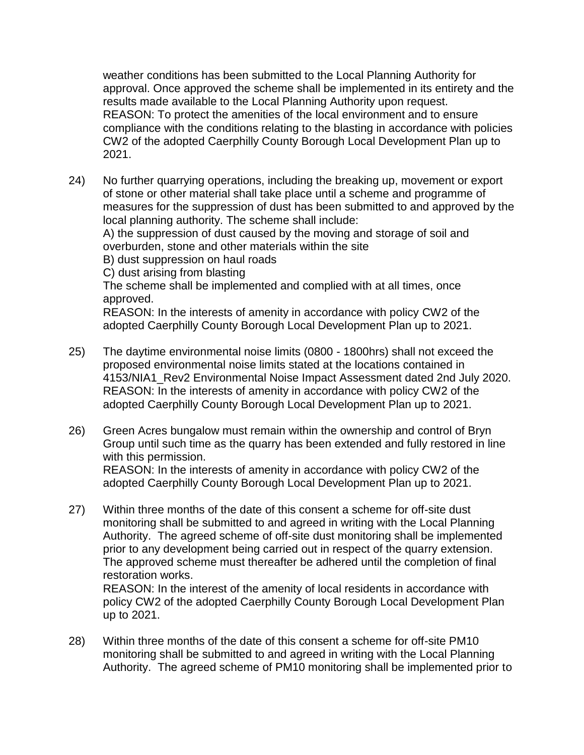weather conditions has been submitted to the Local Planning Authority for approval. Once approved the scheme shall be implemented in its entirety and the results made available to the Local Planning Authority upon request.
REASON: To protect the amenities of the local environment and to ensure compliance with the conditions relating to the blasting in accordance with policies CW2 of the adopted Caerphilly County Borough Local Development Plan up to 2021.

24) No further quarrying operations, including the breaking up, movement or export of stone or other material shall take place until a scheme and programme of measures for the suppression of dust has been submitted to and approved by the local planning authority. The scheme shall include:
A) the suppression of dust caused by the moving and storage of soil and overburden, stone and other materials within the site
B) dust suppression on haul roads
C) dust arising from blasting
The scheme shall be implemented and complied with at all times, once approved.
REASON: In the interests of amenity in accordance with policy CW2 of the adopted Caerphilly County Borough Local Development Plan up to 2021.

25) The daytime environmental noise limits (0800 - 1800hrs) shall not exceed the proposed environmental noise limits stated at the locations contained in 4153/NIA1_Rev2 Environmental Noise Impact Assessment dated 2nd July 2020.
REASON: In the interests of amenity in accordance with policy CW2 of the adopted Caerphilly County Borough Local Development Plan up to 2021.

26) Green Acres bungalow must remain within the ownership and control of Bryn Group until such time as the quarry has been extended and fully restored in line with this permission.
REASON: In the interests of amenity in accordance with policy CW2 of the adopted Caerphilly County Borough Local Development Plan up to 2021.

27) Within three months of the date of this consent a scheme for off-site dust monitoring shall be submitted to and agreed in writing with the Local Planning Authority. The agreed scheme of off-site dust monitoring shall be implemented prior to any development being carried out in respect of the quarry extension. The approved scheme must thereafter be adhered until the completion of final restoration works.
REASON: In the interest of the amenity of local residents in accordance with policy CW2 of the adopted Caerphilly County Borough Local Development Plan up to 2021.

28) Within three months of the date of this consent a scheme for off-site PM10 monitoring shall be submitted to and agreed in writing with the Local Planning Authority. The agreed scheme of PM10 monitoring shall be implemented prior to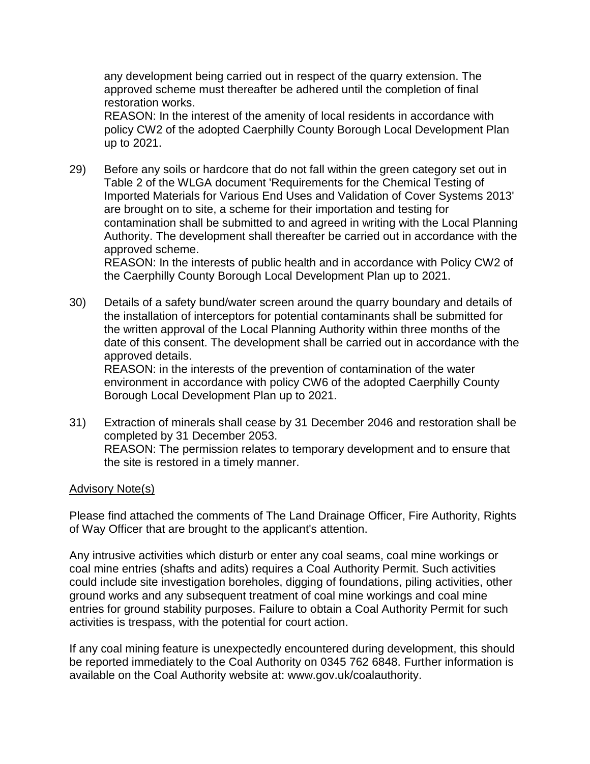any development being carried out in respect of the quarry extension. The approved scheme must thereafter be adhered until the completion of final restoration works.
REASON: In the interest of the amenity of local residents in accordance with policy CW2 of the adopted Caerphilly County Borough Local Development Plan up to 2021.

29) Before any soils or hardcore that do not fall within the green category set out in Table 2 of the WLGA document 'Requirements for the Chemical Testing of Imported Materials for Various End Uses and Validation of Cover Systems 2013' are brought on to site, a scheme for their importation and testing for contamination shall be submitted to and agreed in writing with the Local Planning Authority. The development shall thereafter be carried out in accordance with the approved scheme.
REASON: In the interests of public health and in accordance with Policy CW2 of the Caerphilly County Borough Local Development Plan up to 2021.

30) Details of a safety bund/water screen around the quarry boundary and details of the installation of interceptors for potential contaminants shall be submitted for the written approval of the Local Planning Authority within three months of the date of this consent. The development shall be carried out in accordance with the approved details.
REASON: in the interests of the prevention of contamination of the water environment in accordance with policy CW6 of the adopted Caerphilly County Borough Local Development Plan up to 2021.

31) Extraction of minerals shall cease by 31 December 2046 and restoration shall be completed by 31 December 2053.
REASON: The permission relates to temporary development and to ensure that the site is restored in a timely manner.

Advisory Note(s)

Please find attached the comments of The Land Drainage Officer, Fire Authority, Rights of Way Officer that are brought to the applicant's attention.

Any intrusive activities which disturb or enter any coal seams, coal mine workings or coal mine entries (shafts and adits) requires a Coal Authority Permit. Such activities could include site investigation boreholes, digging of foundations, piling activities, other ground works and any subsequent treatment of coal mine workings and coal mine entries for ground stability purposes. Failure to obtain a Coal Authority Permit for such activities is trespass, with the potential for court action.

If any coal mining feature is unexpectedly encountered during development, this should be reported immediately to the Coal Authority on 0345 762 6848. Further information is available on the Coal Authority website at: www.gov.uk/coalauthority.